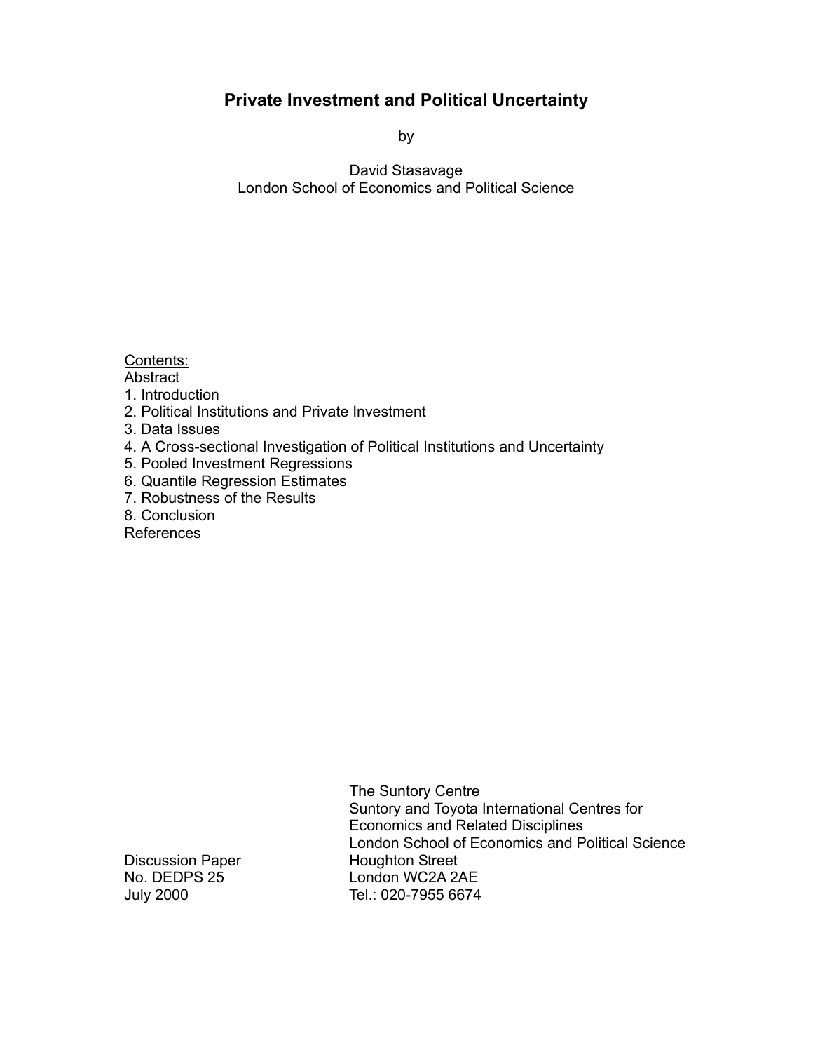# Private Investment and Political Uncertainty

by

David Stasavage
London School of Economics and Political Science

Contents:
Abstract
1. Introduction
2. Political Institutions and Private Investment
3. Data Issues
4. A Cross-sectional Investigation of Political Institutions and Uncertainty
5. Pooled Investment Regressions
6. Quantile Regression Estimates
7. Robustness of the Results
8. Conclusion
References

Discussion Paper
No. DEDPS 25
July 2000

The Suntory Centre
Suntory and Toyota International Centres for Economics and Related Disciplines
London School of Economics and Political Science
Houghton Street
London WC2A 2AE
Tel.: 020-7955 6674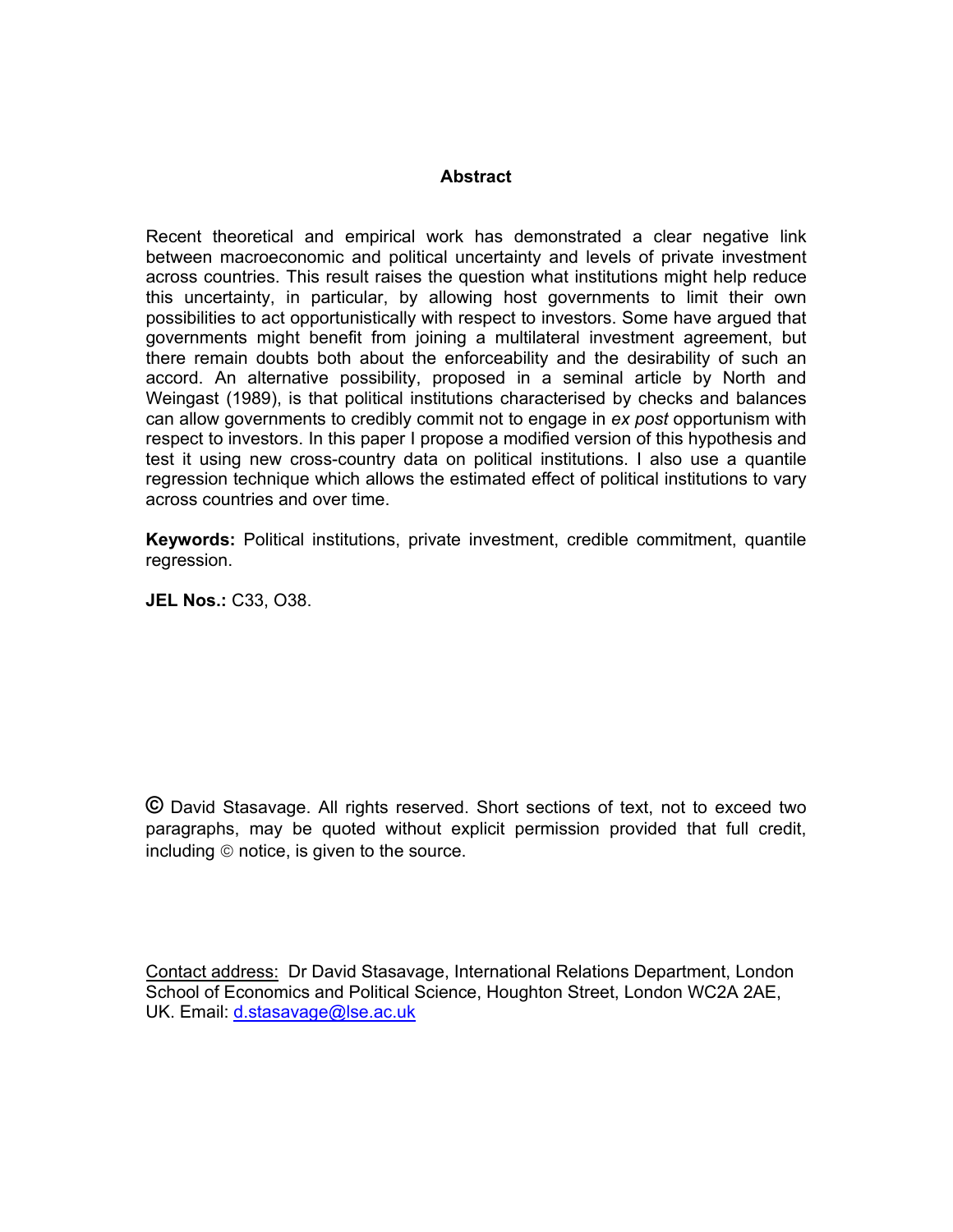## Abstract

Recent theoretical and empirical work has demonstrated a clear negative link between macroeconomic and political uncertainty and levels of private investment across countries. This result raises the question what institutions might help reduce this uncertainty, in particular, by allowing host governments to limit their own possibilities to act opportunistically with respect to investors. Some have argued that governments might benefit from joining a multilateral investment agreement, but there remain doubts both about the enforceability and the desirability of such an accord. An alternative possibility, proposed in a seminal article by North and Weingast (1989), is that political institutions characterised by checks and balances can allow governments to credibly commit not to engage in *ex post* opportunism with respect to investors. In this paper I propose a modified version of this hypothesis and test it using new cross-country data on political institutions. I also use a quantile regression technique which allows the estimated effect of political institutions to vary across countries and over time.

**Keywords:** Political institutions, private investment, credible commitment, quantile regression.

**JEL Nos.:** C33, O38.

**©** David Stasavage. All rights reserved. Short sections of text, not to exceed two paragraphs, may be quoted without explicit permission provided that full credit, including © notice, is given to the source.

Contact address: Dr David Stasavage, International Relations Department, London School of Economics and Political Science, Houghton Street, London WC2A 2AE, UK. Email: d.stasavage@lse.ac.uk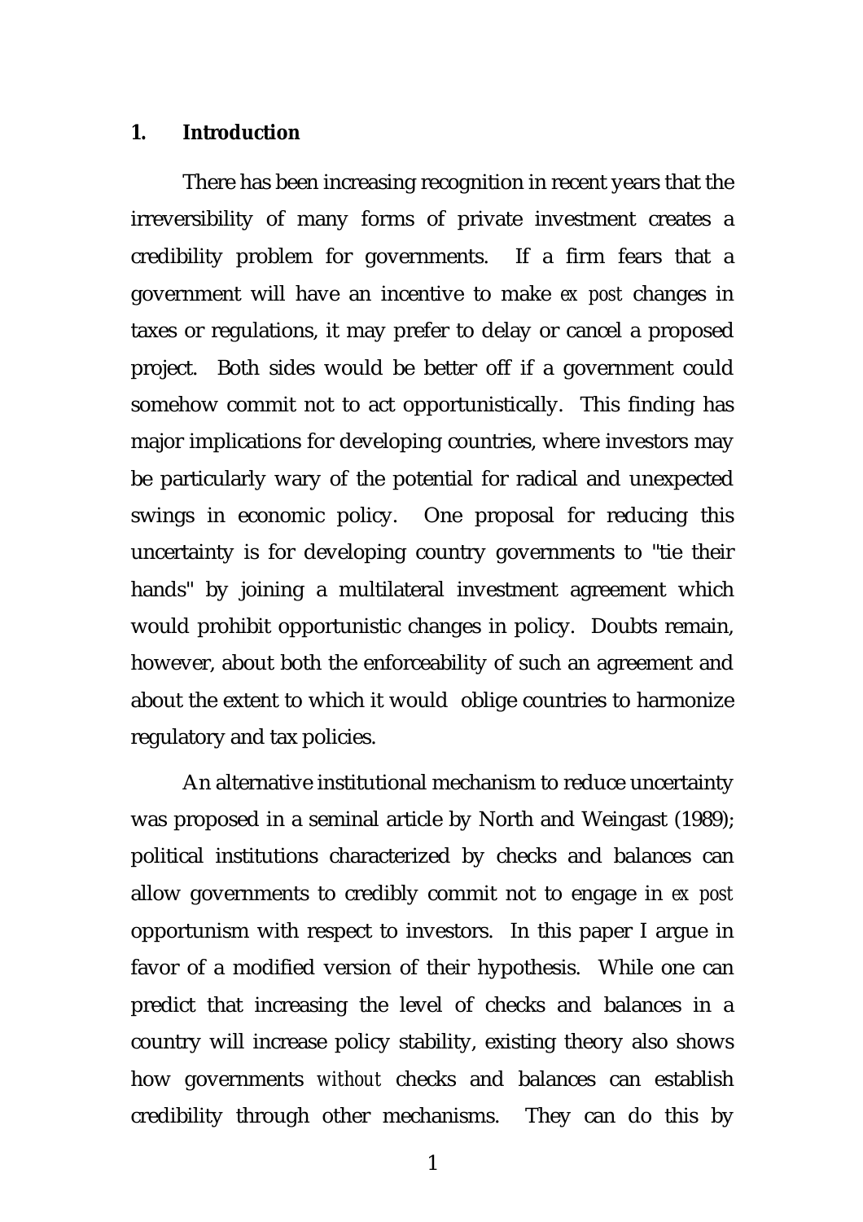## 1. Introduction

There has been increasing recognition in recent years that the irreversibility of many forms of private investment creates a credibility problem for governments. If a firm fears that a government will have an incentive to make *ex post* changes in taxes or regulations, it may prefer to delay or cancel a proposed project. Both sides would be better off if a government could somehow commit not to act opportunistically. This finding has major implications for developing countries, where investors may be particularly wary of the potential for radical and unexpected swings in economic policy. One proposal for reducing this uncertainty is for developing country governments to "tie their hands" by joining a multilateral investment agreement which would prohibit opportunistic changes in policy. Doubts remain, however, about both the enforceability of such an agreement and about the extent to which it would oblige countries to harmonize regulatory and tax policies.

An alternative institutional mechanism to reduce uncertainty was proposed in a seminal article by North and Weingast (1989); political institutions characterized by checks and balances can allow governments to credibly commit not to engage in *ex post* opportunism with respect to investors. In this paper I argue in favor of a modified version of their hypothesis. While one can predict that increasing the level of checks and balances in a country will increase policy stability, existing theory also shows how governments *without* checks and balances can establish credibility through other mechanisms. They can do this by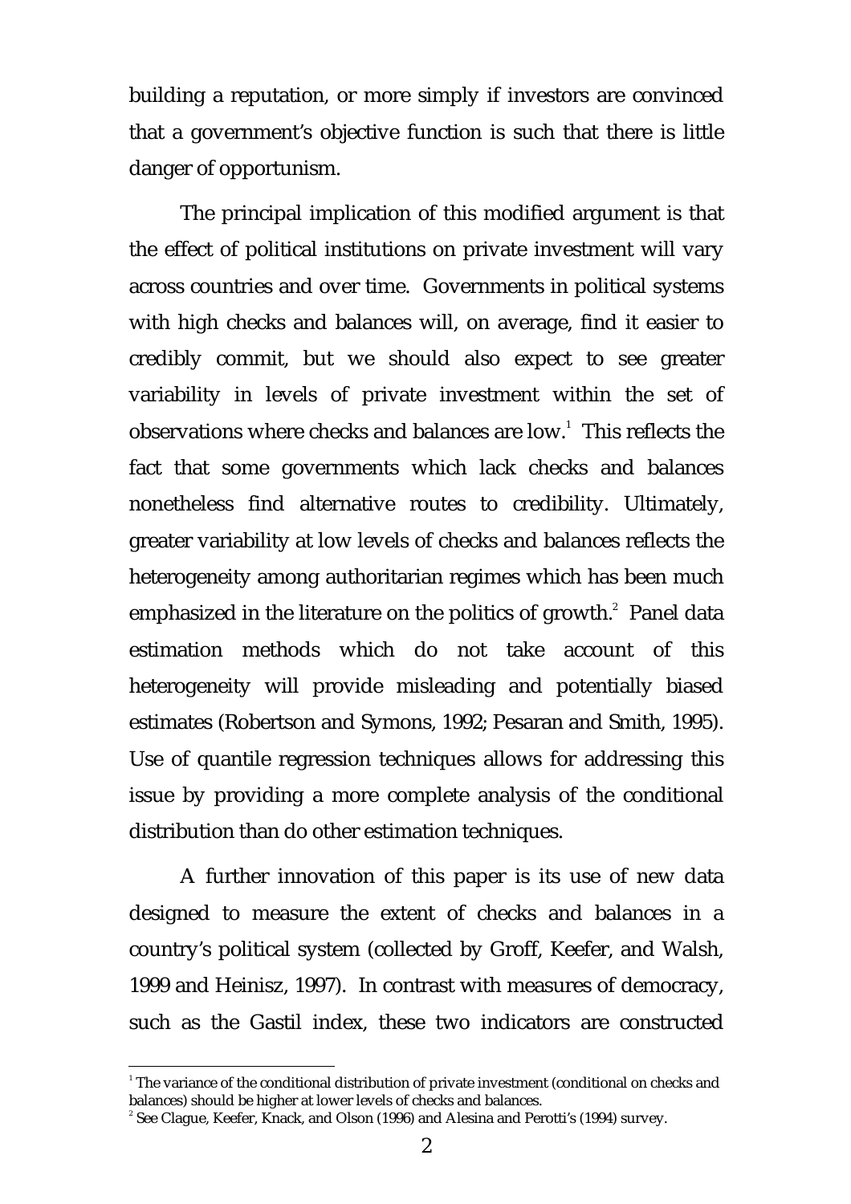building a reputation, or more simply if investors are convinced that a government's objective function is such that there is little danger of opportunism.

The principal implication of this modified argument is that the effect of political institutions on private investment will vary across countries and over time. Governments in political systems with high checks and balances will, on average, find it easier to credibly commit, but we should also expect to see greater variability in levels of private investment within the set of observations where checks and balances are low.[1] This reflects the fact that some governments which lack checks and balances nonetheless find alternative routes to credibility. Ultimately, greater variability at low levels of checks and balances reflects the heterogeneity among authoritarian regimes which has been much emphasized in the literature on the politics of growth.[2] Panel data estimation methods which do not take account of this heterogeneity will provide misleading and potentially biased estimates (Robertson and Symons, 1992; Pesaran and Smith, 1995). Use of quantile regression techniques allows for addressing this issue by providing a more complete analysis of the conditional distribution than do other estimation techniques.

A further innovation of this paper is its use of new data designed to measure the extent of checks and balances in a country's political system (collected by Groff, Keefer, and Walsh, 1999 and Heinisz, 1997). In contrast with measures of democracy, such as the Gastil index, these two indicators are constructed

---

[1] The variance of the conditional distribution of private investment (conditional on checks and balances) should be higher at lower levels of checks and balances.

[2] See Clague, Keefer, Knack, and Olson (1996) and Alesina and Perotti's (1994) survey.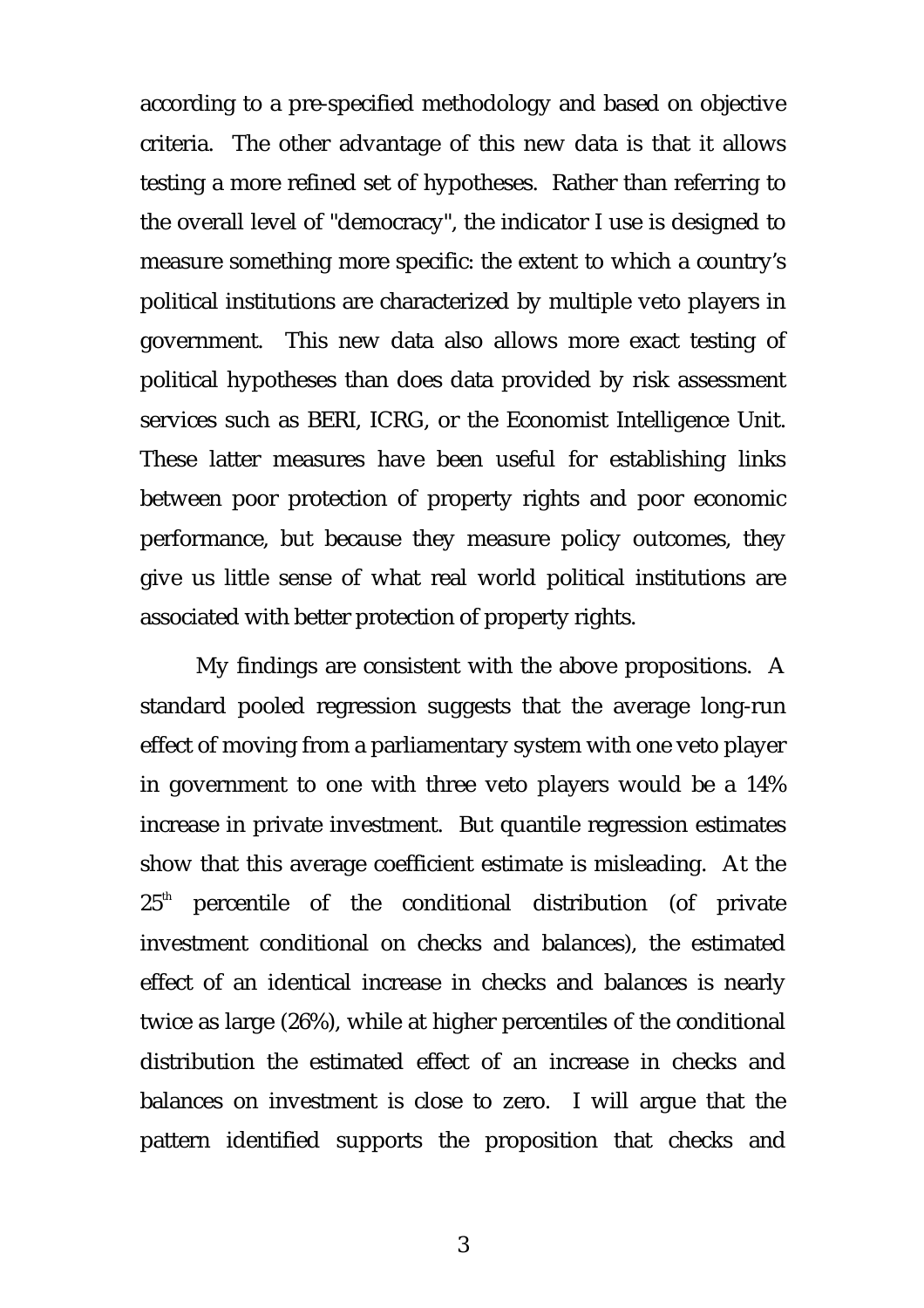according to a pre-specified methodology and based on objective criteria. The other advantage of this new data is that it allows testing a more refined set of hypotheses. Rather than referring to the overall level of "democracy", the indicator I use is designed to measure something more specific: the extent to which a country's political institutions are characterized by multiple veto players in government. This new data also allows more exact testing of political hypotheses than does data provided by risk assessment services such as BERI, ICRG, or the Economist Intelligence Unit. These latter measures have been useful for establishing links between poor protection of property rights and poor economic performance, but because they measure policy outcomes, they give us little sense of what real world political institutions are associated with better protection of property rights.

My findings are consistent with the above propositions. A standard pooled regression suggests that the average long-run effect of moving from a parliamentary system with one veto player in government to one with three veto players would be a 14% increase in private investment. But quantile regression estimates show that this average coefficient estimate is misleading. At the 25th percentile of the conditional distribution (of private investment conditional on checks and balances), the estimated effect of an identical increase in checks and balances is nearly twice as large (26%), while at higher percentiles of the conditional distribution the estimated effect of an increase in checks and balances on investment is close to zero. I will argue that the pattern identified supports the proposition that checks and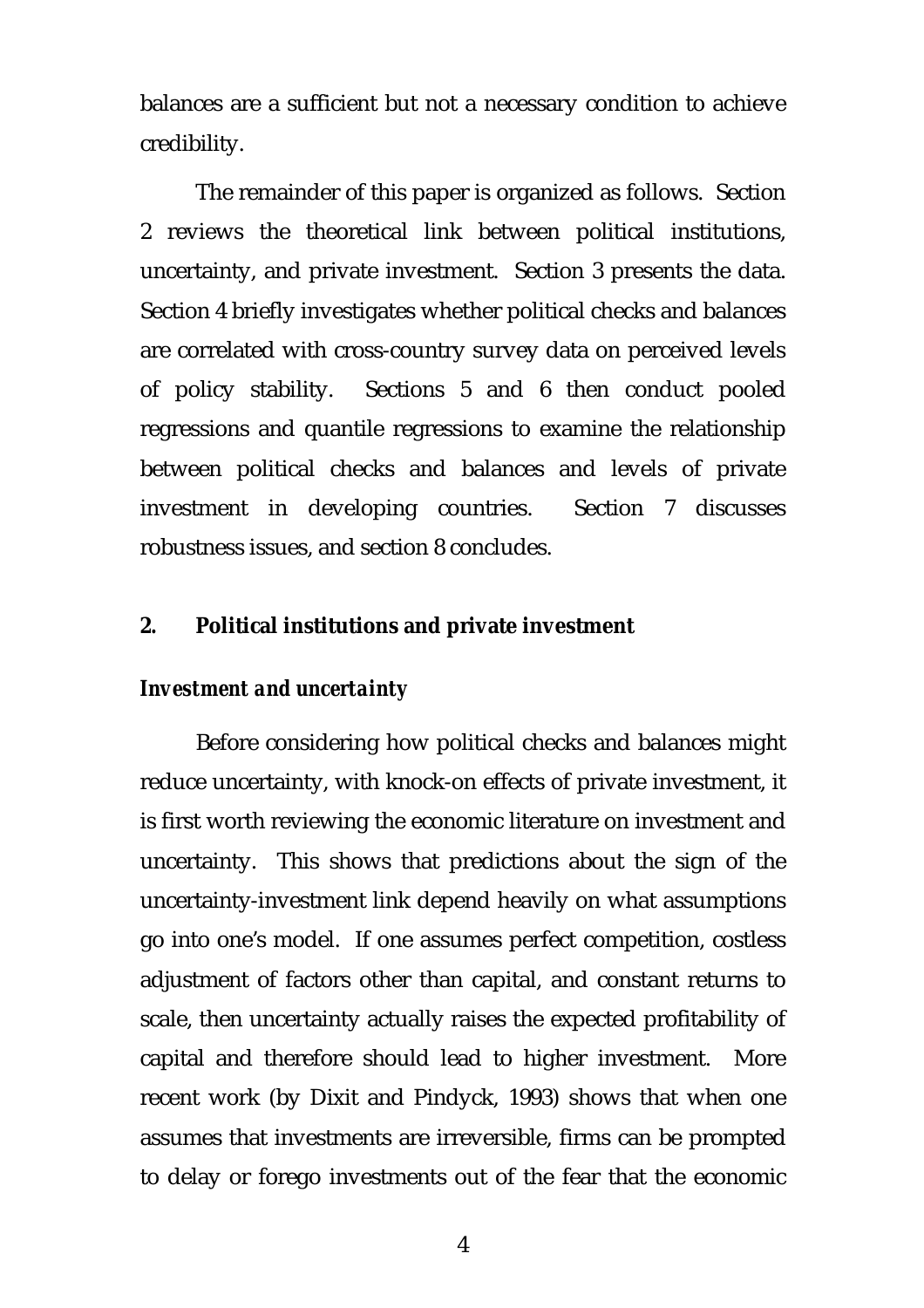balances are a sufficient but not a necessary condition to achieve credibility.

The remainder of this paper is organized as follows. Section 2 reviews the theoretical link between political institutions, uncertainty, and private investment. Section 3 presents the data. Section 4 briefly investigates whether political checks and balances are correlated with cross-country survey data on perceived levels of policy stability. Sections 5 and 6 then conduct pooled regressions and quantile regressions to examine the relationship between political checks and balances and levels of private investment in developing countries. Section 7 discusses robustness issues, and section 8 concludes.

## 2. Political institutions and private investment

### *Investment and uncertainty*

Before considering how political checks and balances might reduce uncertainty, with knock-on effects of private investment, it is first worth reviewing the economic literature on investment and uncertainty. This shows that predictions about the sign of the uncertainty-investment link depend heavily on what assumptions go into one's model. If one assumes perfect competition, costless adjustment of factors other than capital, and constant returns to scale, then uncertainty actually raises the expected profitability of capital and therefore should lead to higher investment. More recent work (by Dixit and Pindyck, 1993) shows that when one assumes that investments are irreversible, firms can be prompted to delay or forego investments out of the fear that the economic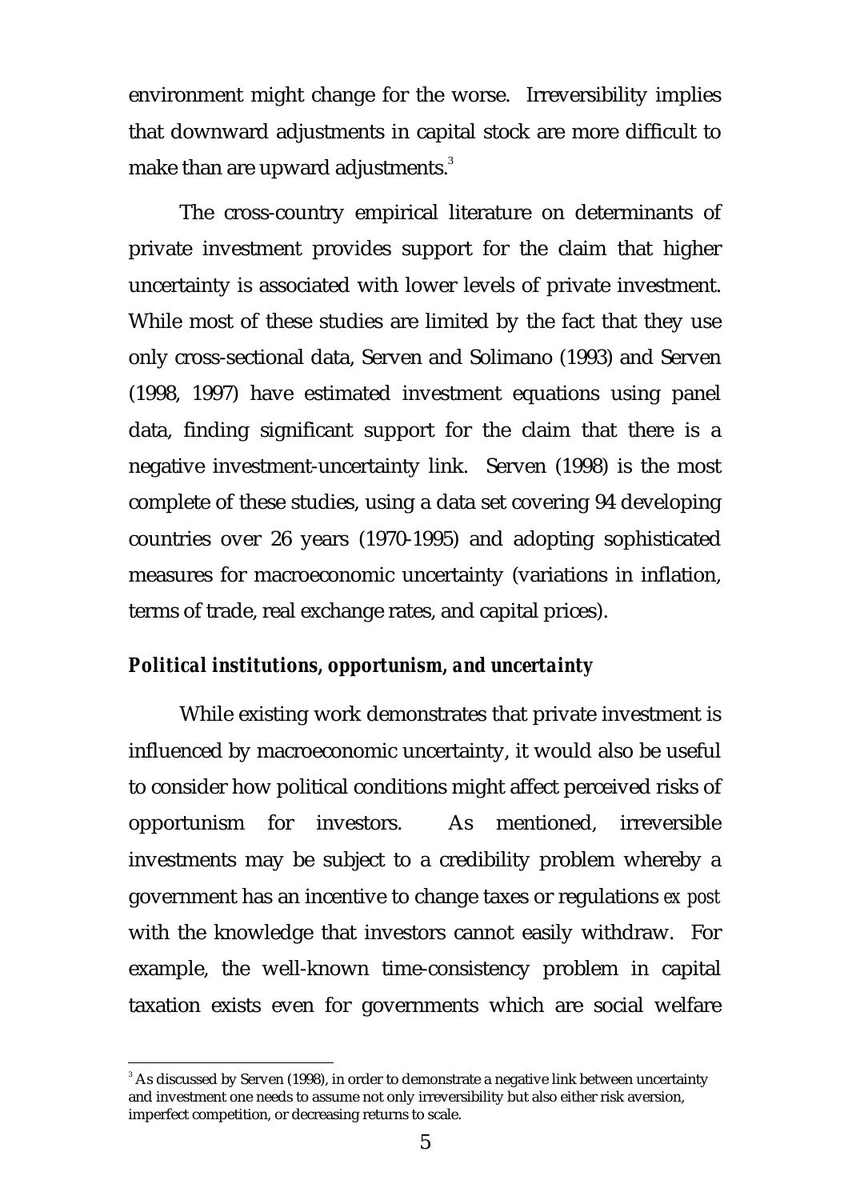environment might change for the worse. Irreversibility implies that downward adjustments in capital stock are more difficult to make than are upward adjustments.[3]

The cross-country empirical literature on determinants of private investment provides support for the claim that higher uncertainty is associated with lower levels of private investment. While most of these studies are limited by the fact that they use only cross-sectional data, Serven and Solimano (1993) and Serven (1998, 1997) have estimated investment equations using panel data, finding significant support for the claim that there is a negative investment-uncertainty link. Serven (1998) is the most complete of these studies, using a data set covering 94 developing countries over 26 years (1970-1995) and adopting sophisticated measures for macroeconomic uncertainty (variations in inflation, terms of trade, real exchange rates, and capital prices).

### *Political institutions, opportunism, and uncertainty*

While existing work demonstrates that private investment is influenced by macroeconomic uncertainty, it would also be useful to consider how political conditions might affect perceived risks of opportunism for investors. As mentioned, irreversible investments may be subject to a credibility problem whereby a government has an incentive to change taxes or regulations *ex post* with the knowledge that investors cannot easily withdraw. For example, the well-known time-consistency problem in capital taxation exists even for governments which are social welfare

[3] As discussed by Serven (1998), in order to demonstrate a negative link between uncertainty and investment one needs to assume not only irreversibility but also either risk aversion, imperfect competition, or decreasing returns to scale.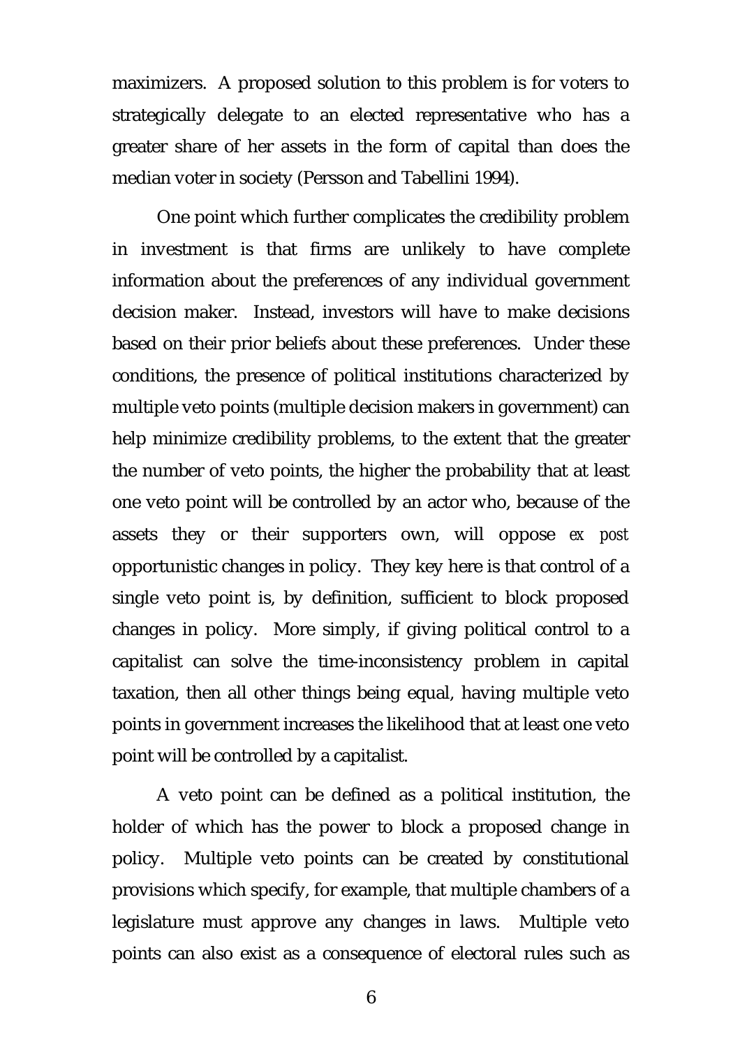maximizers. A proposed solution to this problem is for voters to strategically delegate to an elected representative who has a greater share of her assets in the form of capital than does the median voter in society (Persson and Tabellini 1994).

One point which further complicates the credibility problem in investment is that firms are unlikely to have complete information about the preferences of any individual government decision maker. Instead, investors will have to make decisions based on their prior beliefs about these preferences. Under these conditions, the presence of political institutions characterized by multiple veto points (multiple decision makers in government) can help minimize credibility problems, to the extent that the greater the number of veto points, the higher the probability that at least one veto point will be controlled by an actor who, because of the assets they or their supporters own, will oppose *ex post* opportunistic changes in policy. They key here is that control of a single veto point is, by definition, sufficient to block proposed changes in policy. More simply, if giving political control to a capitalist can solve the time-inconsistency problem in capital taxation, then all other things being equal, having multiple veto points in government increases the likelihood that at least one veto point will be controlled by a capitalist.

A veto point can be defined as a political institution, the holder of which has the power to block a proposed change in policy. Multiple veto points can be created by constitutional provisions which specify, for example, that multiple chambers of a legislature must approve any changes in laws. Multiple veto points can also exist as a consequence of electoral rules such as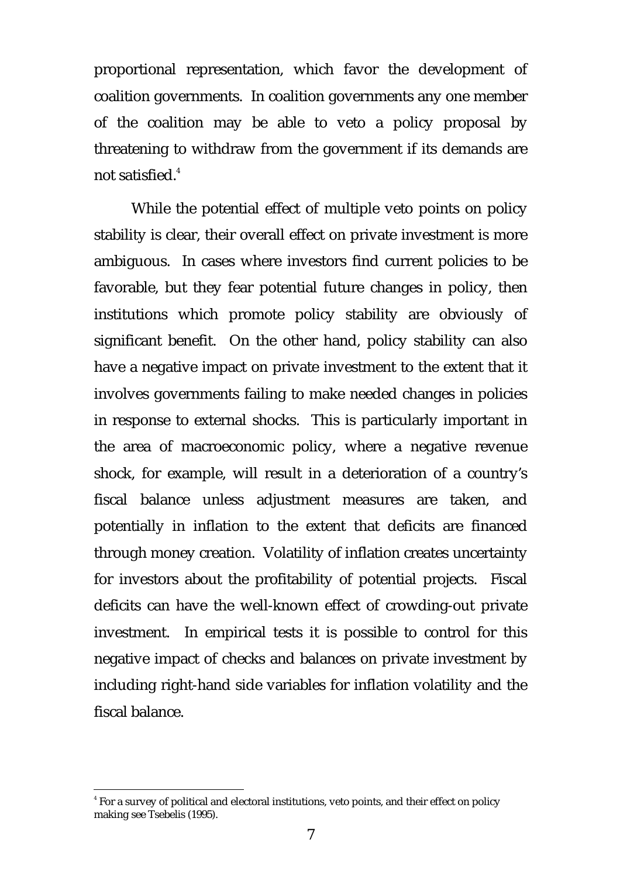proportional representation, which favor the development of coalition governments. In coalition governments any one member of the coalition may be able to veto a policy proposal by threatening to withdraw from the government if its demands are not satisfied.[4]

While the potential effect of multiple veto points on policy stability is clear, their overall effect on private investment is more ambiguous. In cases where investors find current policies to be favorable, but they fear potential future changes in policy, then institutions which promote policy stability are obviously of significant benefit. On the other hand, policy stability can also have a negative impact on private investment to the extent that it involves governments failing to make needed changes in policies in response to external shocks. This is particularly important in the area of macroeconomic policy, where a negative revenue shock, for example, will result in a deterioration of a country's fiscal balance unless adjustment measures are taken, and potentially in inflation to the extent that deficits are financed through money creation. Volatility of inflation creates uncertainty for investors about the profitability of potential projects. Fiscal deficits can have the well-known effect of crowding-out private investment. In empirical tests it is possible to control for this negative impact of checks and balances on private investment by including right-hand side variables for inflation volatility and the fiscal balance.

---

[4] For a survey of political and electoral institutions, veto points, and their effect on policy making see Tsebelis (1995).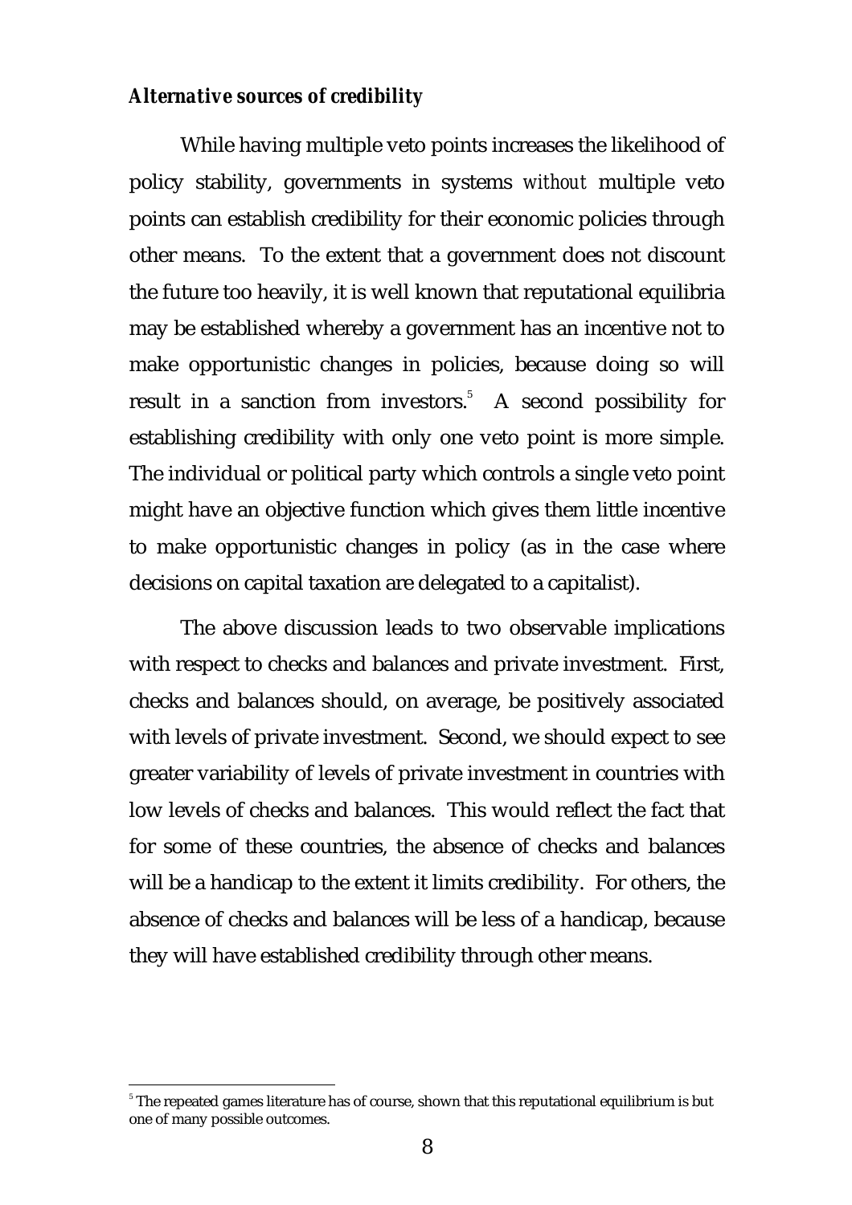### *Alternative sources of credibility*

While having multiple veto points increases the likelihood of policy stability, governments in systems *without* multiple veto points can establish credibility for their economic policies through other means. To the extent that a government does not discount the future too heavily, it is well known that reputational equilibria may be established whereby a government has an incentive not to make opportunistic changes in policies, because doing so will result in a sanction from investors.[5] A second possibility for establishing credibility with only one veto point is more simple. The individual or political party which controls a single veto point might have an objective function which gives them little incentive to make opportunistic changes in policy (as in the case where decisions on capital taxation are delegated to a capitalist).

The above discussion leads to two observable implications with respect to checks and balances and private investment. First, checks and balances should, on average, be positively associated with levels of private investment. Second, we should expect to see greater variability of levels of private investment in countries with low levels of checks and balances. This would reflect the fact that for some of these countries, the absence of checks and balances will be a handicap to the extent it limits credibility. For others, the absence of checks and balances will be less of a handicap, because they will have established credibility through other means.

[5] The repeated games literature has of course, shown that this reputational equilibrium is but one of many possible outcomes.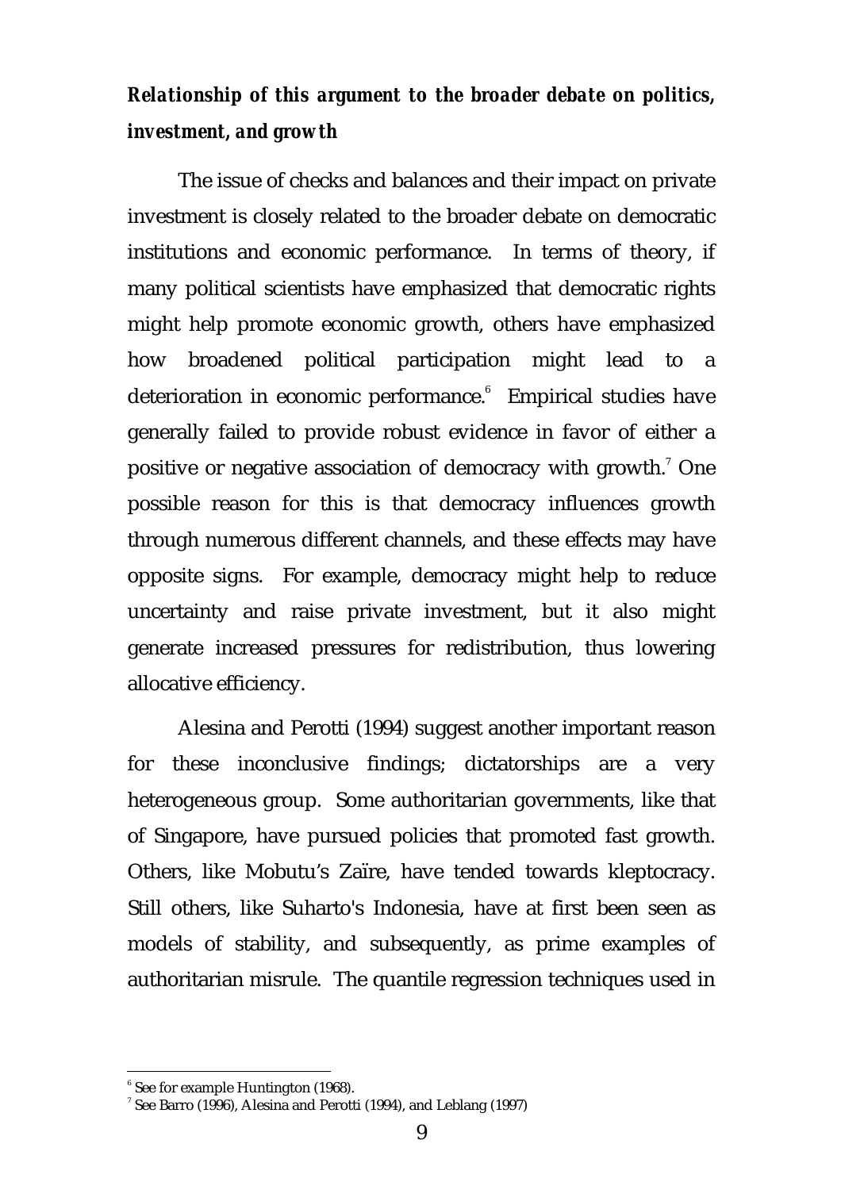***Relationship of this argument to the broader debate on politics, investment, and growth***

The issue of checks and balances and their impact on private investment is closely related to the broader debate on democratic institutions and economic performance. In terms of theory, if many political scientists have emphasized that democratic rights might help promote economic growth, others have emphasized how broadened political participation might lead to a deterioration in economic performance.[6] Empirical studies have generally failed to provide robust evidence in favor of either a positive or negative association of democracy with growth.[7] One possible reason for this is that democracy influences growth through numerous different channels, and these effects may have opposite signs. For example, democracy might help to reduce uncertainty and raise private investment, but it also might generate increased pressures for redistribution, thus lowering allocative efficiency.

Alesina and Perotti (1994) suggest another important reason for these inconclusive findings; dictatorships are a very heterogeneous group. Some authoritarian governments, like that of Singapore, have pursued policies that promoted fast growth. Others, like Mobutu's Zaïre, have tended towards kleptocracy. Still others, like Suharto's Indonesia, have at first been seen as models of stability, and subsequently, as prime examples of authoritarian misrule. The quantile regression techniques used in

[6] See for example Huntington (1968).

[7] See Barro (1996), Alesina and Perotti (1994), and Leblang (1997)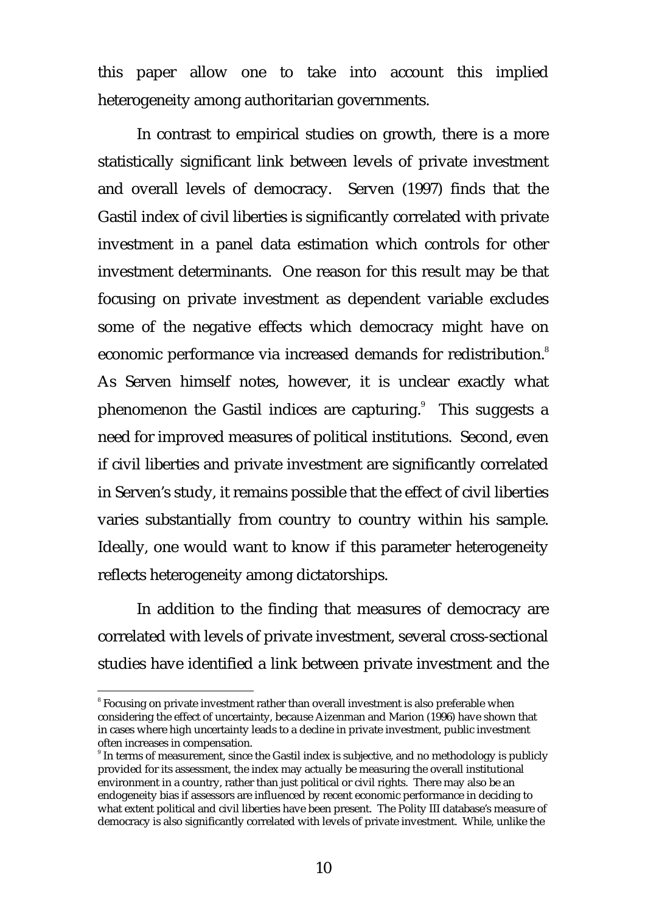this paper allow one to take into account this implied heterogeneity among authoritarian governments.

In contrast to empirical studies on growth, there is a more statistically significant link between levels of private investment and overall levels of democracy. Serven (1997) finds that the Gastil index of civil liberties is significantly correlated with private investment in a panel data estimation which controls for other investment determinants. One reason for this result may be that focusing on private investment as dependent variable excludes some of the negative effects which democracy might have on economic performance via increased demands for redistribution.[8] As Serven himself notes, however, it is unclear exactly what phenomenon the Gastil indices are capturing.[9] This suggests a need for improved measures of political institutions. Second, even if civil liberties and private investment are significantly correlated in Serven's study, it remains possible that the effect of civil liberties varies substantially from country to country within his sample. Ideally, one would want to know if this parameter heterogeneity reflects heterogeneity among dictatorships.

In addition to the finding that measures of democracy are correlated with levels of private investment, several cross-sectional studies have identified a link between private investment and the

[8] Focusing on private investment rather than overall investment is also preferable when considering the effect of uncertainty, because Aizenman and Marion (1996) have shown that in cases where high uncertainty leads to a decline in private investment, public investment often increases in compensation.

[9] In terms of measurement, since the Gastil index is subjective, and no methodology is publicly provided for its assessment, the index may actually be measuring the overall institutional environment in a country, rather than just political or civil rights. There may also be an endogeneity bias if assessors are influenced by recent economic performance in deciding to what extent political and civil liberties have been present. The Polity III database's measure of democracy is also significantly correlated with levels of private investment. While, unlike the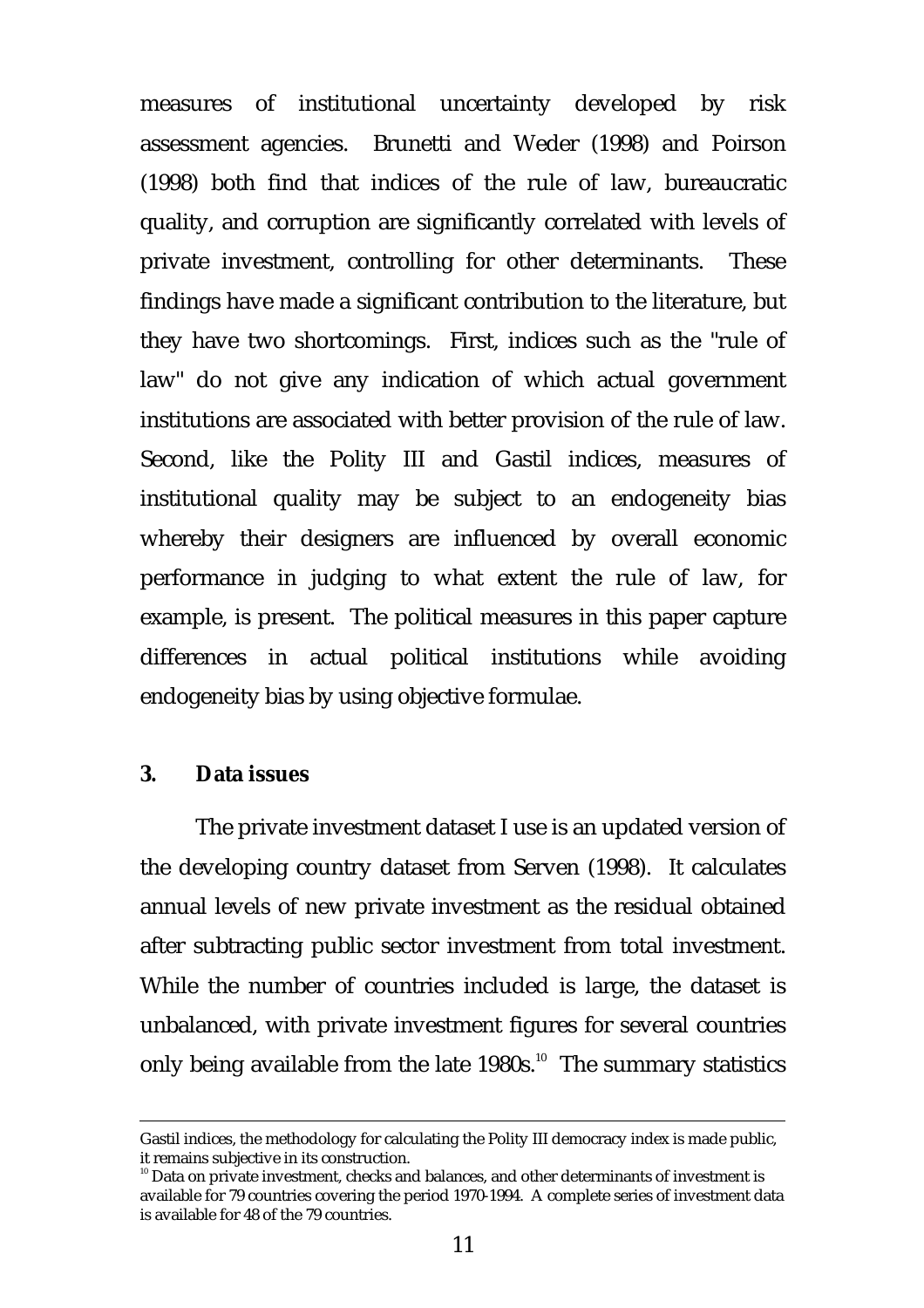measures of institutional uncertainty developed by risk assessment agencies. Brunetti and Weder (1998) and Poirson (1998) both find that indices of the rule of law, bureaucratic quality, and corruption are significantly correlated with levels of private investment, controlling for other determinants. These findings have made a significant contribution to the literature, but they have two shortcomings. First, indices such as the "rule of law" do not give any indication of which actual government institutions are associated with better provision of the rule of law. Second, like the Polity III and Gastil indices, measures of institutional quality may be subject to an endogeneity bias whereby their designers are influenced by overall economic performance in judging to what extent the rule of law, for example, is present. The political measures in this paper capture differences in actual political institutions while avoiding endogeneity bias by using objective formulae.

## 3. Data issues

The private investment dataset I use is an updated version of the developing country dataset from Serven (1998). It calculates annual levels of new private investment as the residual obtained after subtracting public sector investment from total investment. While the number of countries included is large, the dataset is unbalanced, with private investment figures for several countries only being available from the late 1980s.[10] The summary statistics

---

Gastil indices, the methodology for calculating the Polity III democracy index is made public, it remains subjective in its construction.

[10] Data on private investment, checks and balances, and other determinants of investment is available for 79 countries covering the period 1970-1994. A complete series of investment data is available for 48 of the 79 countries.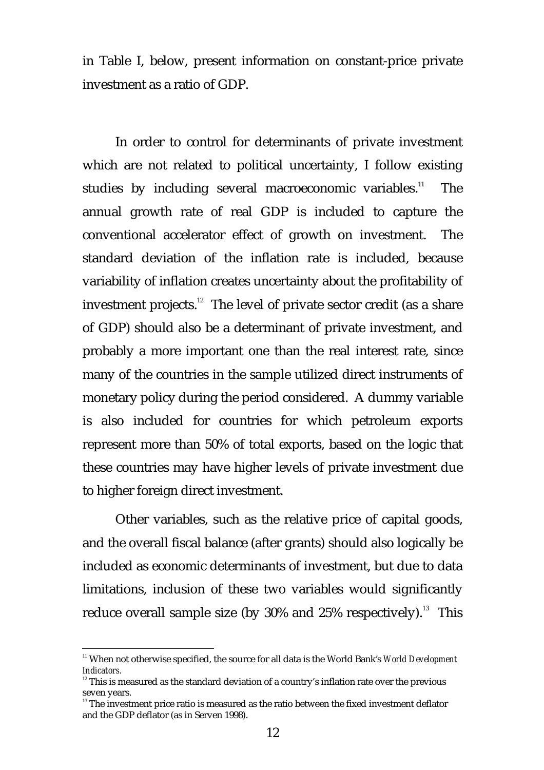in Table I, below, present information on constant-price private investment as a ratio of GDP.

In order to control for determinants of private investment which are not related to political uncertainty, I follow existing studies by including several macroeconomic variables.[11] The annual growth rate of real GDP is included to capture the conventional accelerator effect of growth on investment. The standard deviation of the inflation rate is included, because variability of inflation creates uncertainty about the profitability of investment projects.[12] The level of private sector credit (as a share of GDP) should also be a determinant of private investment, and probably a more important one than the real interest rate, since many of the countries in the sample utilized direct instruments of monetary policy during the period considered. A dummy variable is also included for countries for which petroleum exports represent more than 50% of total exports, based on the logic that these countries may have higher levels of private investment due to higher foreign direct investment.

Other variables, such as the relative price of capital goods, and the overall fiscal balance (after grants) should also logically be included as economic determinants of investment, but due to data limitations, inclusion of these two variables would significantly reduce overall sample size (by 30% and 25% respectively).[13] This

[11] When not otherwise specified, the source for all data is the World Bank's *World Development Indicators.*

[12] This is measured as the standard deviation of a country's inflation rate over the previous seven years.

[13] The investment price ratio is measured as the ratio between the fixed investment deflator and the GDP deflator (as in Serven 1998).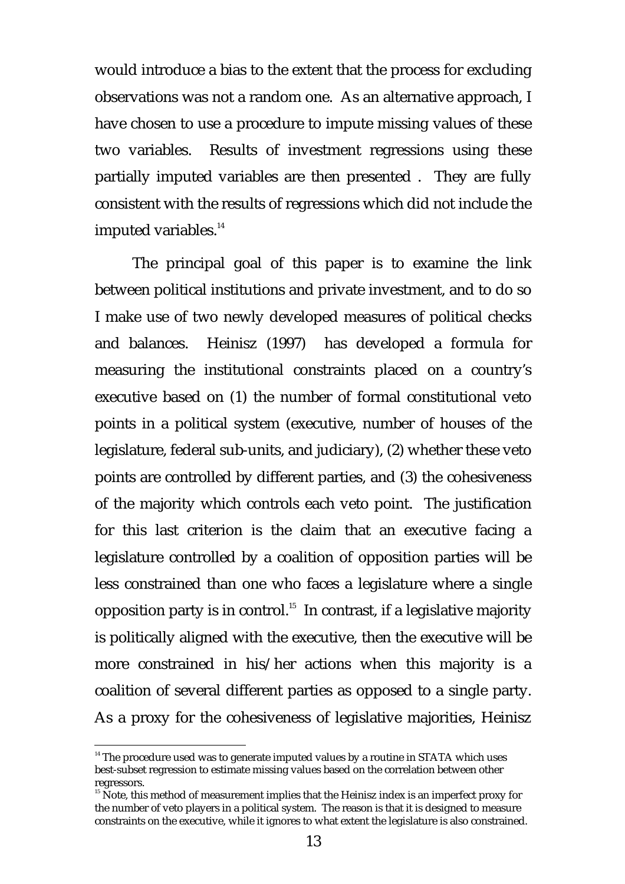would introduce a bias to the extent that the process for excluding observations was not a random one. As an alternative approach, I have chosen to use a procedure to impute missing values of these two variables. Results of investment regressions using these partially imputed variables are then presented . They are fully consistent with the results of regressions which did not include the imputed variables.[14]

The principal goal of this paper is to examine the link between political institutions and private investment, and to do so I make use of two newly developed measures of political checks and balances. Heinisz (1997) has developed a formula for measuring the institutional constraints placed on a country's executive based on (1) the number of formal constitutional veto points in a political system (executive, number of houses of the legislature, federal sub-units, and judiciary), (2) whether these veto points are controlled by different parties, and (3) the cohesiveness of the majority which controls each veto point. The justification for this last criterion is the claim that an executive facing a legislature controlled by a coalition of opposition parties will be less constrained than one who faces a legislature where a single opposition party is in control.[15] In contrast, if a legislative majority is politically aligned with the executive, then the executive will be more constrained in his/her actions when this majority is a coalition of several different parties as opposed to a single party. As a proxy for the cohesiveness of legislative majorities, Heinisz

[14] The procedure used was to generate imputed values by a routine in STATA which uses best-subset regression to estimate missing values based on the correlation between other regressors.

[15] Note, this method of measurement implies that the Heinisz index is an imperfect proxy for the number of veto players in a political system. The reason is that it is designed to measure constraints on the executive, while it ignores to what extent the legislature is also constrained.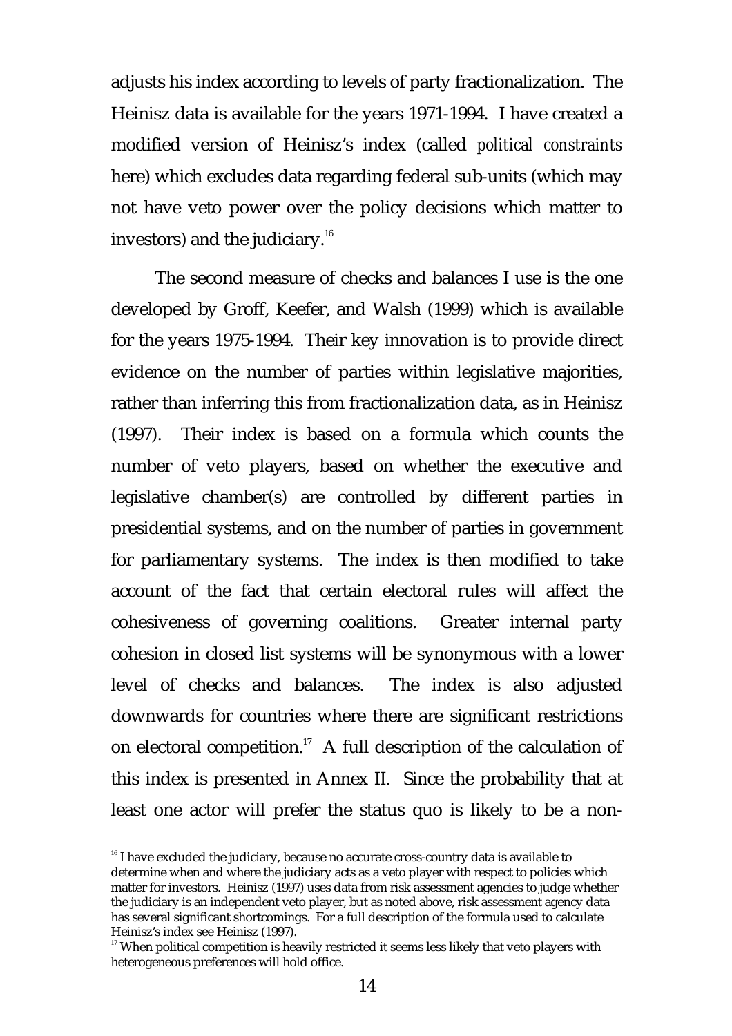adjusts his index according to levels of party fractionalization. The Heinisz data is available for the years 1971-1994. I have created a modified version of Heinisz's index (called *political constraints* here) which excludes data regarding federal sub-units (which may not have veto power over the policy decisions which matter to investors) and the judiciary.[16]

The second measure of checks and balances I use is the one developed by Groff, Keefer, and Walsh (1999) which is available for the years 1975-1994. Their key innovation is to provide direct evidence on the number of parties within legislative majorities, rather than inferring this from fractionalization data, as in Heinisz (1997). Their index is based on a formula which counts the number of veto players, based on whether the executive and legislative chamber(s) are controlled by different parties in presidential systems, and on the number of parties in government for parliamentary systems. The index is then modified to take account of the fact that certain electoral rules will affect the cohesiveness of governing coalitions. Greater internal party cohesion in closed list systems will be synonymous with a lower level of checks and balances. The index is also adjusted downwards for countries where there are significant restrictions on electoral competition.[17] A full description of the calculation of this index is presented in Annex II. Since the probability that at least one actor will prefer the status quo is likely to be a non-

---

[16] I have excluded the judiciary, because no accurate cross-country data is available to determine when and where the judiciary acts as a veto player with respect to policies which matter for investors. Heinisz (1997) uses data from risk assessment agencies to judge whether the judiciary is an independent veto player, but as noted above, risk assessment agency data has several significant shortcomings. For a full description of the formula used to calculate Heinisz's index see Heinisz (1997).

[17] When political competition is heavily restricted it seems less likely that veto players with heterogeneous preferences will hold office.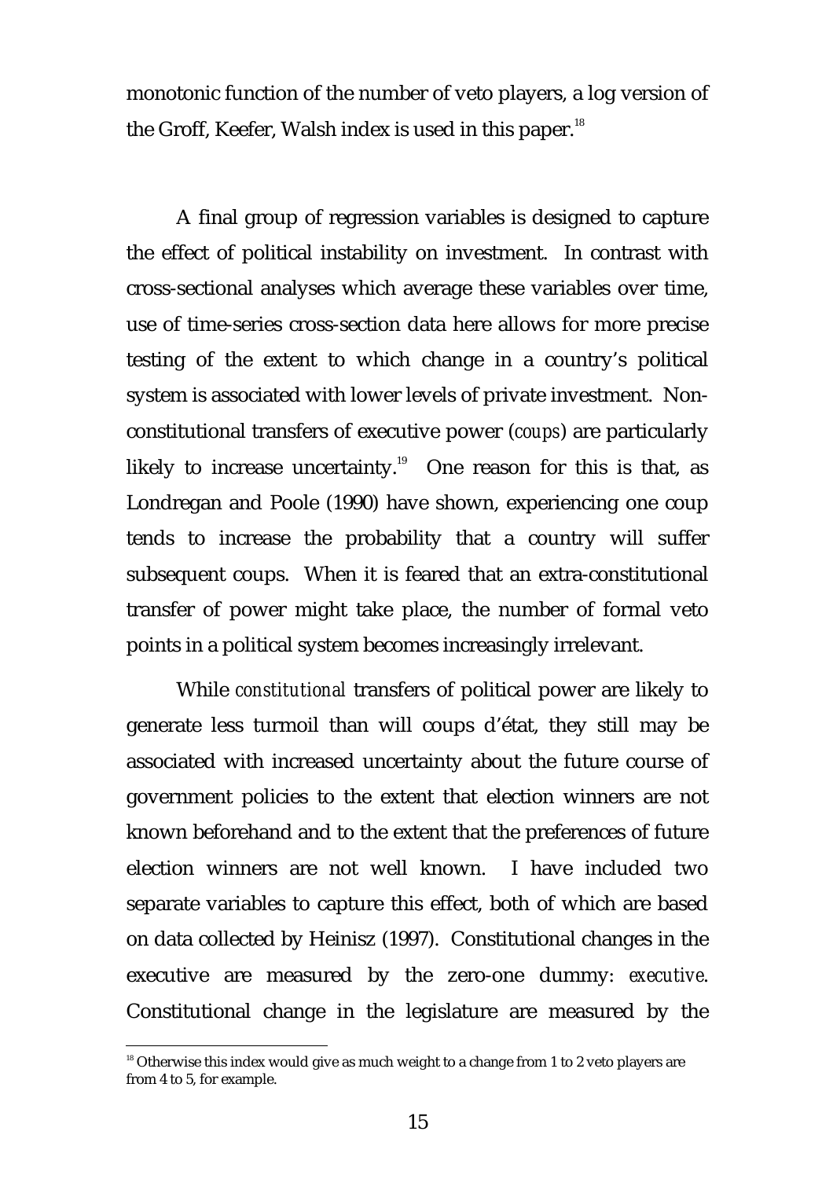monotonic function of the number of veto players, a log version of the Groff, Keefer, Walsh index is used in this paper.[18]

A final group of regression variables is designed to capture the effect of political instability on investment. In contrast with cross-sectional analyses which average these variables over time, use of time-series cross-section data here allows for more precise testing of the extent to which change in a country's political system is associated with lower levels of private investment. Non-constitutional transfers of executive power (*coups*) are particularly likely to increase uncertainty.[19] One reason for this is that, as Londregan and Poole (1990) have shown, experiencing one coup tends to increase the probability that a country will suffer subsequent coups. When it is feared that an extra-constitutional transfer of power might take place, the number of formal veto points in a political system becomes increasingly irrelevant.

While *constitutional* transfers of political power are likely to generate less turmoil than will coups d'état, they still may be associated with increased uncertainty about the future course of government policies to the extent that election winners are not known beforehand and to the extent that the preferences of future election winners are not well known. I have included two separate variables to capture this effect, both of which are based on data collected by Heinisz (1997). Constitutional changes in the executive are measured by the zero-one dummy: *executive*. Constitutional change in the legislature are measured by the

[18] Otherwise this index would give as much weight to a change from 1 to 2 veto players are from 4 to 5, for example.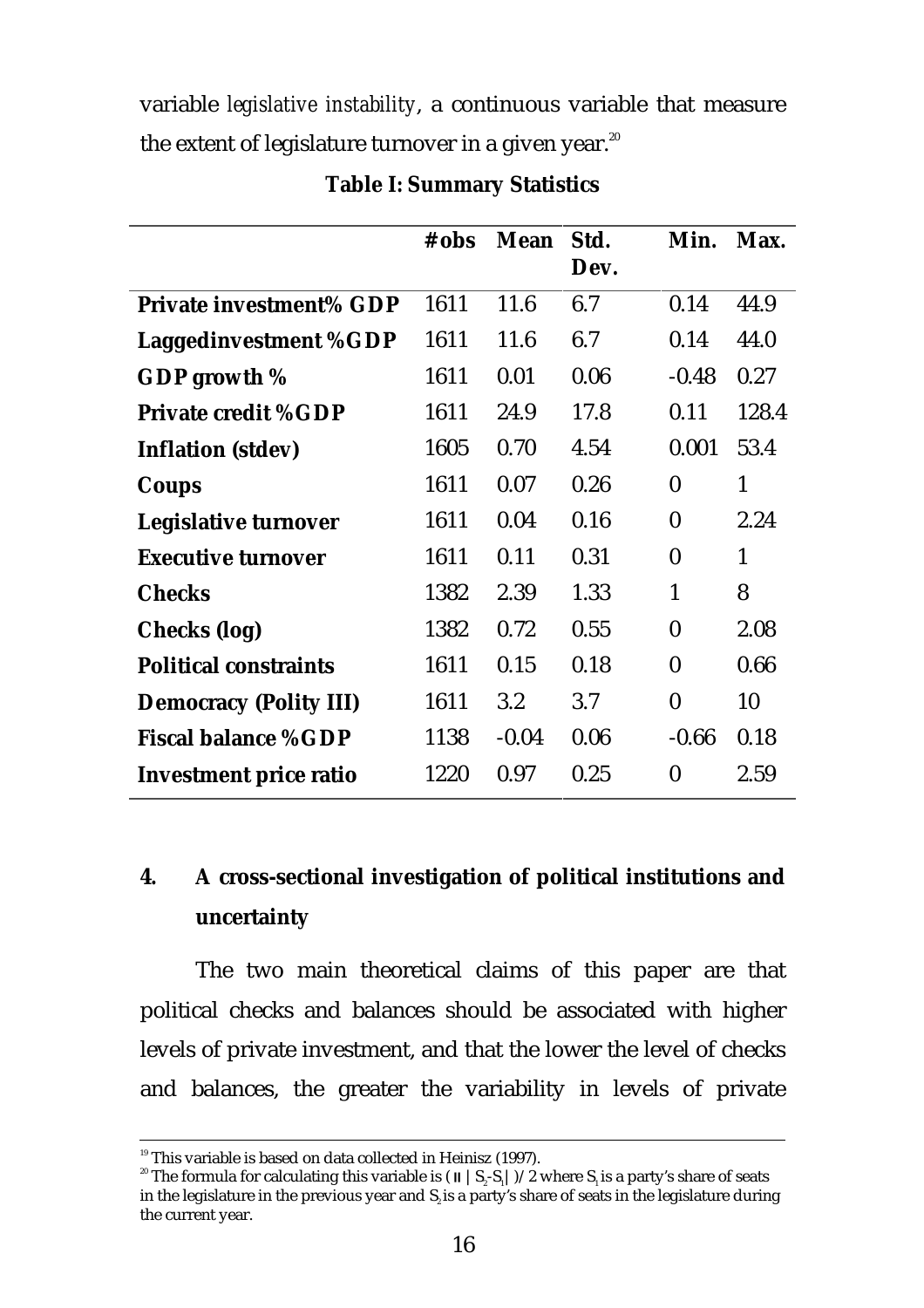variable *legislative instability*, a continuous variable that measure the extent of legislature turnover in a given year.[20]

**Table I: Summary Statistics**

| | #obs | Mean | Std. Dev. | Min. | Max. |
|---|---|---|---|---|---|
| **Private investment% GDP** | 1611 | 11.6 | 6.7 | 0.14 | 44.9 |
| **Laggedinvestment %GDP** | 1611 | 11.6 | 6.7 | 0.14 | 44.0 |
| **GDP growth %** | 1611 | 0.01 | 0.06 | -0.48 | 0.27 |
| **Private credit %GDP** | 1611 | 24.9 | 17.8 | 0.11 | 128.4 |
| **Inflation (stdev)** | 1605 | 0.70 | 4.54 | 0.001 | 53.4 |
| **Coups** | 1611 | 0.07 | 0.26 | 0 | 1 |
| **Legislative turnover** | 1611 | 0.04 | 0.16 | 0 | 2.24 |
| **Executive turnover** | 1611 | 0.11 | 0.31 | 0 | 1 |
| **Checks** | 1382 | 2.39 | 1.33 | 1 | 8 |
| **Checks (log)** | 1382 | 0.72 | 0.55 | 0 | 2.08 |
| **Political constraints** | 1611 | 0.15 | 0.18 | 0 | 0.66 |
| **Democracy (Polity III)** | 1611 | 3.2 | 3.7 | 0 | 10 |
| **Fiscal balance %GDP** | 1138 | -0.04 | 0.06 | -0.66 | 0.18 |
| **Investment price ratio** | 1220 | 0.97 | 0.25 | 0 | 2.59 |

## 4. A cross-sectional investigation of political institutions and uncertainty

The two main theoretical claims of this paper are that political checks and balances should be associated with higher levels of private investment, and that the lower the level of checks and balances, the greater the variability in levels of private

[19] This variable is based on data collected in Heinisz (1997).

[20] The formula for calculating this variable is $(\Pi \mid S_2 - S_1 \mid)/2$ where $S_1$ is a party's share of seats in the legislature in the previous year and $S_2$ is a party's share of seats in the legislature during the current year.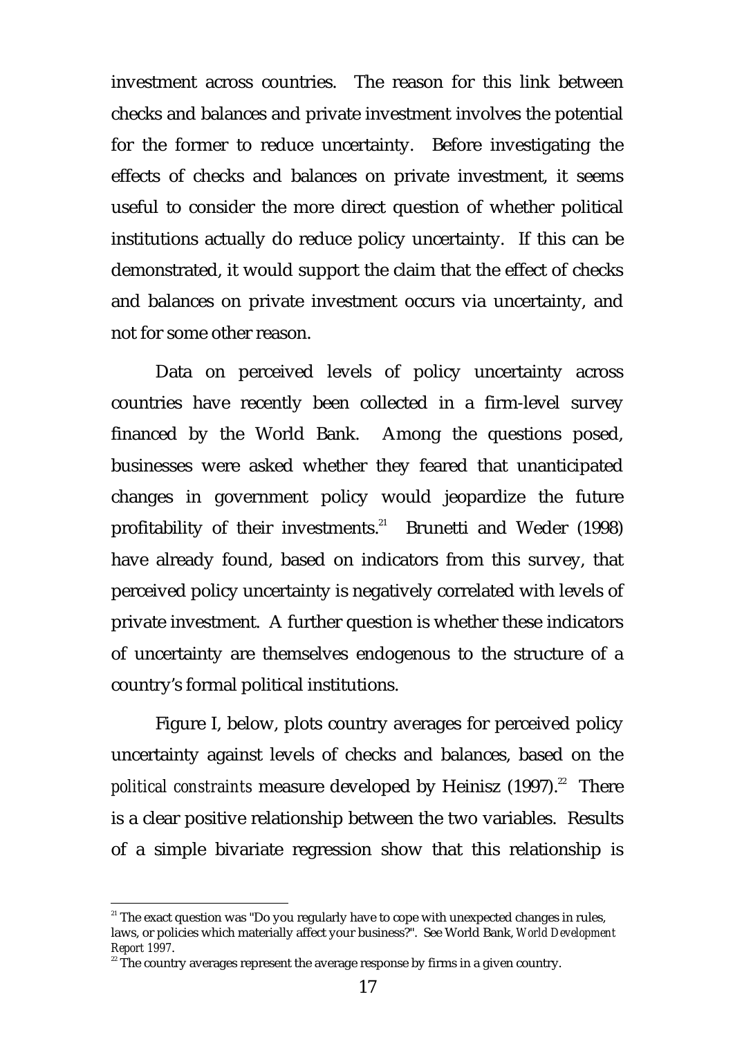investment across countries. The reason for this link between checks and balances and private investment involves the potential for the former to reduce uncertainty. Before investigating the effects of checks and balances on private investment, it seems useful to consider the more direct question of whether political institutions actually do reduce policy uncertainty. If this can be demonstrated, it would support the claim that the effect of checks and balances on private investment occurs via uncertainty, and not for some other reason.

Data on perceived levels of policy uncertainty across countries have recently been collected in a firm-level survey financed by the World Bank. Among the questions posed, businesses were asked whether they feared that unanticipated changes in government policy would jeopardize the future profitability of their investments.[21] Brunetti and Weder (1998) have already found, based on indicators from this survey, that perceived policy uncertainty is negatively correlated with levels of private investment. A further question is whether these indicators of uncertainty are themselves endogenous to the structure of a country's formal political institutions.

Figure I, below, plots country averages for perceived policy uncertainty against levels of checks and balances, based on the *political constraints* measure developed by Heinisz (1997).[22] There is a clear positive relationship between the two variables. Results of a simple bivariate regression show that this relationship is

[21] The exact question was "Do you regularly have to cope with unexpected changes in rules, laws, or policies which materially affect your business?". See World Bank, *World Development Report 1997*.

[22] The country averages represent the average response by firms in a given country.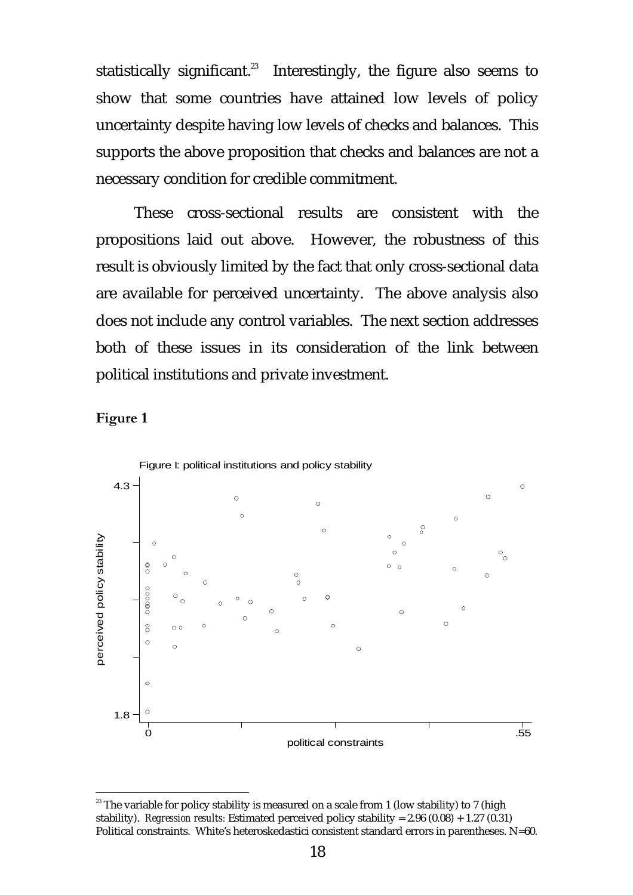statistically significant.[23] Interestingly, the figure also seems to show that some countries have attained low levels of policy uncertainty despite having low levels of checks and balances. This supports the above proposition that checks and balances are not a necessary condition for credible commitment.

These cross-sectional results are consistent with the propositions laid out above. However, the robustness of this result is obviously limited by the fact that only cross-sectional data are available for perceived uncertainty. The above analysis also does not include any control variables. The next section addresses both of these issues in its consideration of the link between political institutions and private investment.

**Figure 1**

Figure I: political institutions and policy stability

---

[23] The variable for policy stability is measured on a scale from 1 (low stability) to 7 (high stability). *Regression results:* Estimated perceived policy stability = 2.96 (0.08) + 1.27 (0.31) Political constraints. White's heteroskedastici consistent standard errors in parentheses. N=60.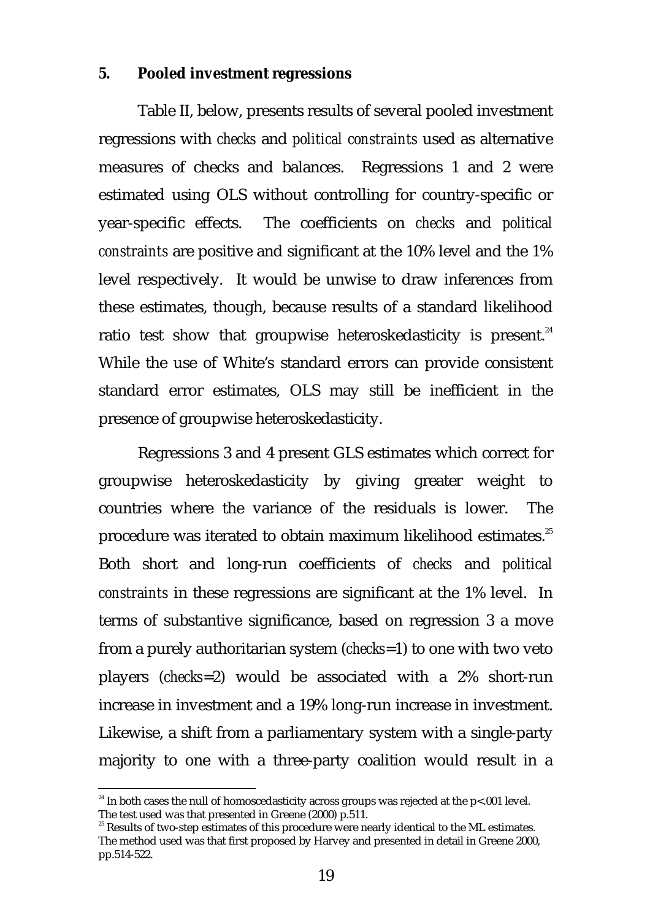## 5. Pooled investment regressions

Table II, below, presents results of several pooled investment regressions with *checks* and *political constraints* used as alternative measures of checks and balances. Regressions 1 and 2 were estimated using OLS without controlling for country-specific or year-specific effects. The coefficients on *checks* and *political constraints* are positive and significant at the 10% level and the 1% level respectively. It would be unwise to draw inferences from these estimates, though, because results of a standard likelihood ratio test show that groupwise heteroskedasticity is present.[24] While the use of White's standard errors can provide consistent standard error estimates, OLS may still be inefficient in the presence of groupwise heteroskedasticity.

Regressions 3 and 4 present GLS estimates which correct for groupwise heteroskedasticity by giving greater weight to countries where the variance of the residuals is lower. The procedure was iterated to obtain maximum likelihood estimates.[25] Both short and long-run coefficients of *checks* and *political constraints* in these regressions are significant at the 1% level. In terms of substantive significance, based on regression 3 a move from a purely authoritarian system (*checks*=1) to one with two veto players (*checks*=2) would be associated with a 2% short-run increase in investment and a 19% long-run increase in investment. Likewise, a shift from a parliamentary system with a single-party majority to one with a three-party coalition would result in a

---

[24] In both cases the null of homoscedasticity across groups was rejected at the $p<.001$ level. The test used was that presented in Greene (2000) p.511.

[25] Results of two-step estimates of this procedure were nearly identical to the ML estimates. The method used was that first proposed by Harvey and presented in detail in Greene 2000, pp.514-522.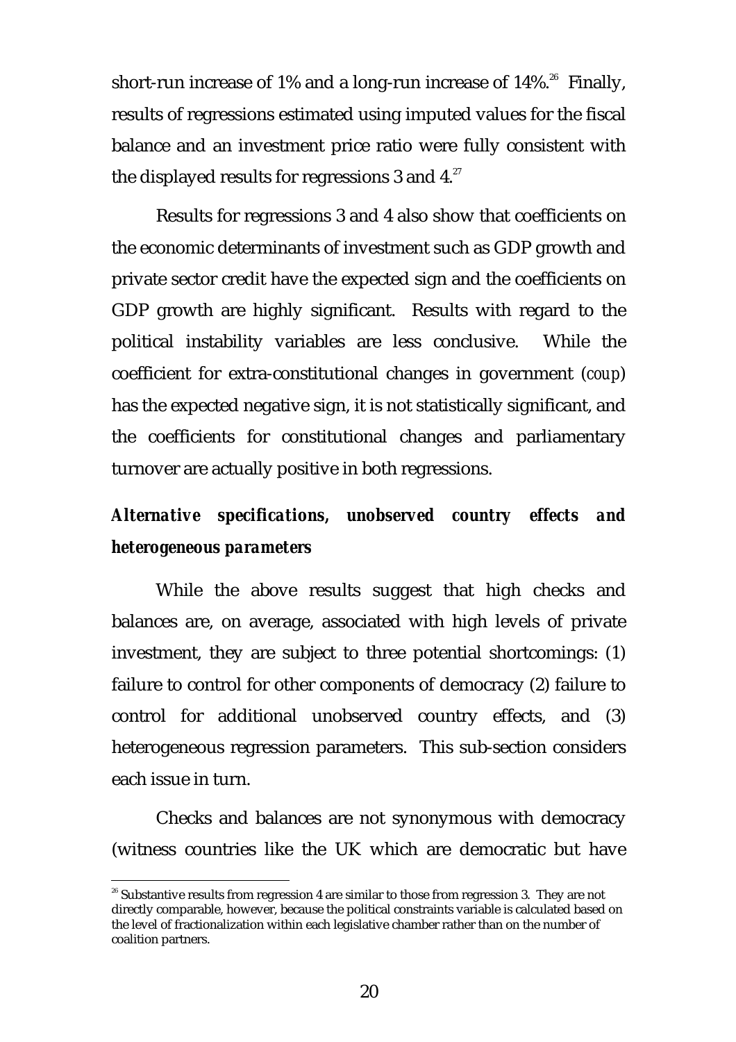short-run increase of 1% and a long-run increase of 14%.[26] Finally, results of regressions estimated using imputed values for the fiscal balance and an investment price ratio were fully consistent with the displayed results for regressions 3 and 4.[27]

Results for regressions 3 and 4 also show that coefficients on the economic determinants of investment such as GDP growth and private sector credit have the expected sign and the coefficients on GDP growth are highly significant. Results with regard to the political instability variables are less conclusive. While the coefficient for extra-constitutional changes in government (*coup*) has the expected negative sign, it is not statistically significant, and the coefficients for constitutional changes and parliamentary turnover are actually positive in both regressions.

***Alternative specifications, unobserved country effects and heterogeneous parameters***

While the above results suggest that high checks and balances are, on average, associated with high levels of private investment, they are subject to three potential shortcomings: (1) failure to control for other components of democracy (2) failure to control for additional unobserved country effects, and (3) heterogeneous regression parameters. This sub-section considers each issue in turn.

Checks and balances are not synonymous with democracy (witness countries like the UK which are democratic but have

[26] Substantive results from regression 4 are similar to those from regression 3. They are not directly comparable, however, because the political constraints variable is calculated based on the level of fractionalization within each legislative chamber rather than on the number of coalition partners.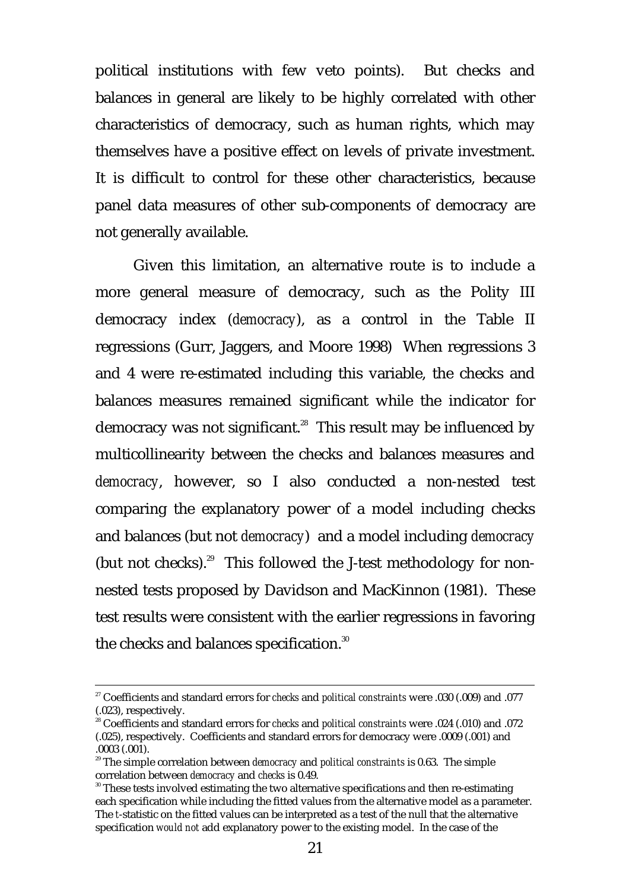political institutions with few veto points). But checks and balances in general are likely to be highly correlated with other characteristics of democracy, such as human rights, which may themselves have a positive effect on levels of private investment. It is difficult to control for these other characteristics, because panel data measures of other sub-components of democracy are not generally available.

Given this limitation, an alternative route is to include a more general measure of democracy, such as the Polity III democracy index (*democracy*), as a control in the Table II regressions (Gurr, Jaggers, and Moore 1998) When regressions 3 and 4 were re-estimated including this variable, the checks and balances measures remained significant while the indicator for democracy was not significant.[28] This result may be influenced by multicollinearity between the checks and balances measures and *democracy*, however, so I also conducted a non-nested test comparing the explanatory power of a model including checks and balances (but not *democracy*) and a model including *democracy* (but not checks).[29] This followed the J-test methodology for non-nested tests proposed by Davidson and MacKinnon (1981). These test results were consistent with the earlier regressions in favoring the checks and balances specification.[30]

---

[27] Coefficients and standard errors for *checks* and *political constraints* were .030 (.009) and .077 (.023), respectively.

[28] Coefficients and standard errors for *checks* and *political constraints* were .024 (.010) and .072 (.025), respectively. Coefficients and standard errors for democracy were .0009 (.001) and .0003 (.001).

[29] The simple correlation between *democracy* and *political constraints* is 0.63. The simple correlation between *democracy* and *checks* is 0.49.

[30] These tests involved estimating the two alternative specifications and then re-estimating each specification while including the fitted values from the alternative model as a parameter. The *t*-statistic on the fitted values can be interpreted as a test of the null that the alternative specification *would not* add explanatory power to the existing model. In the case of the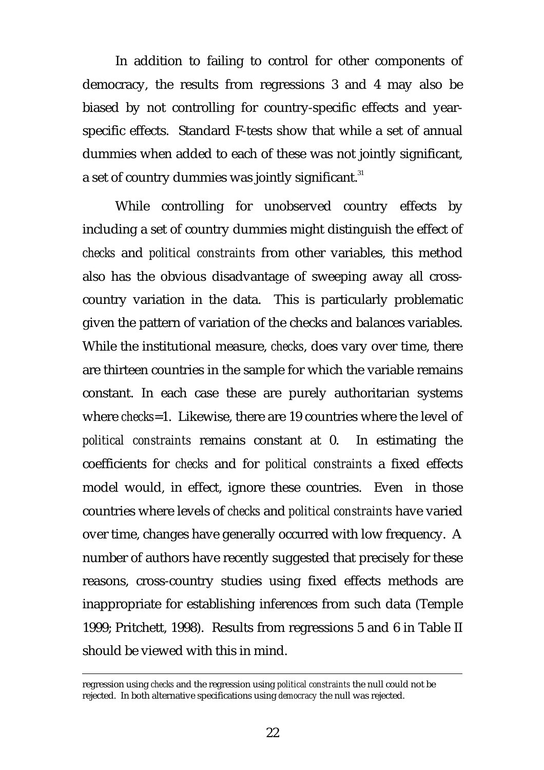In addition to failing to control for other components of democracy, the results from regressions 3 and 4 may also be biased by not controlling for country-specific effects and year-specific effects. Standard F-tests show that while a set of annual dummies when added to each of these was not jointly significant, a set of country dummies was jointly significant.[31]

While controlling for unobserved country effects by including a set of country dummies might distinguish the effect of *checks* and *political constraints* from other variables, this method also has the obvious disadvantage of sweeping away all cross-country variation in the data. This is particularly problematic given the pattern of variation of the checks and balances variables. While the institutional measure, *checks*, does vary over time, there are thirteen countries in the sample for which the variable remains constant. In each case these are purely authoritarian systems where *checks*=1. Likewise, there are 19 countries where the level of *political constraints* remains constant at 0. In estimating the coefficients for *checks* and for *political constraints* a fixed effects model would, in effect, ignore these countries. Even in those countries where levels of *checks* and *political constraints* have varied over time, changes have generally occurred with low frequency. A number of authors have recently suggested that precisely for these reasons, cross-country studies using fixed effects methods are inappropriate for establishing inferences from such data (Temple 1999; Pritchett, 1998). Results from regressions 5 and 6 in Table II should be viewed with this in mind.

---

regression using *checks* and the regression using *political constraints* the null could not be rejected. In both alternative specifications using *democracy* the null was rejected.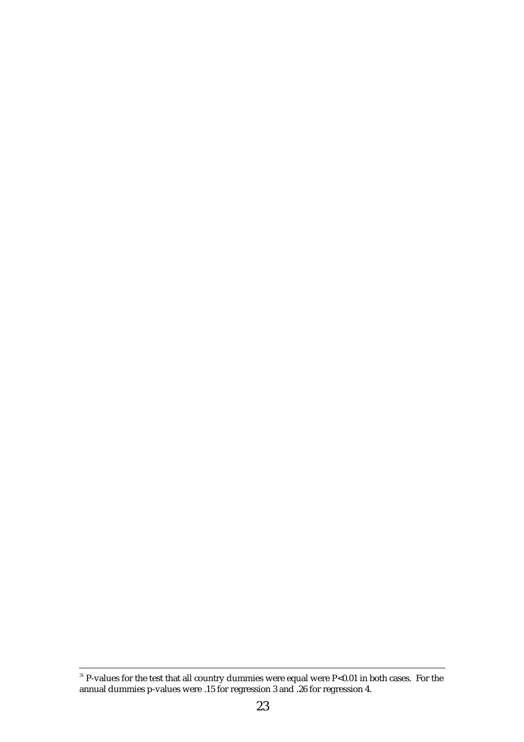[31] P-values for the test that all country dummies were equal were P<0.01 in both cases. For the annual dummies p-values were .15 for regression 3 and .26 for regression 4.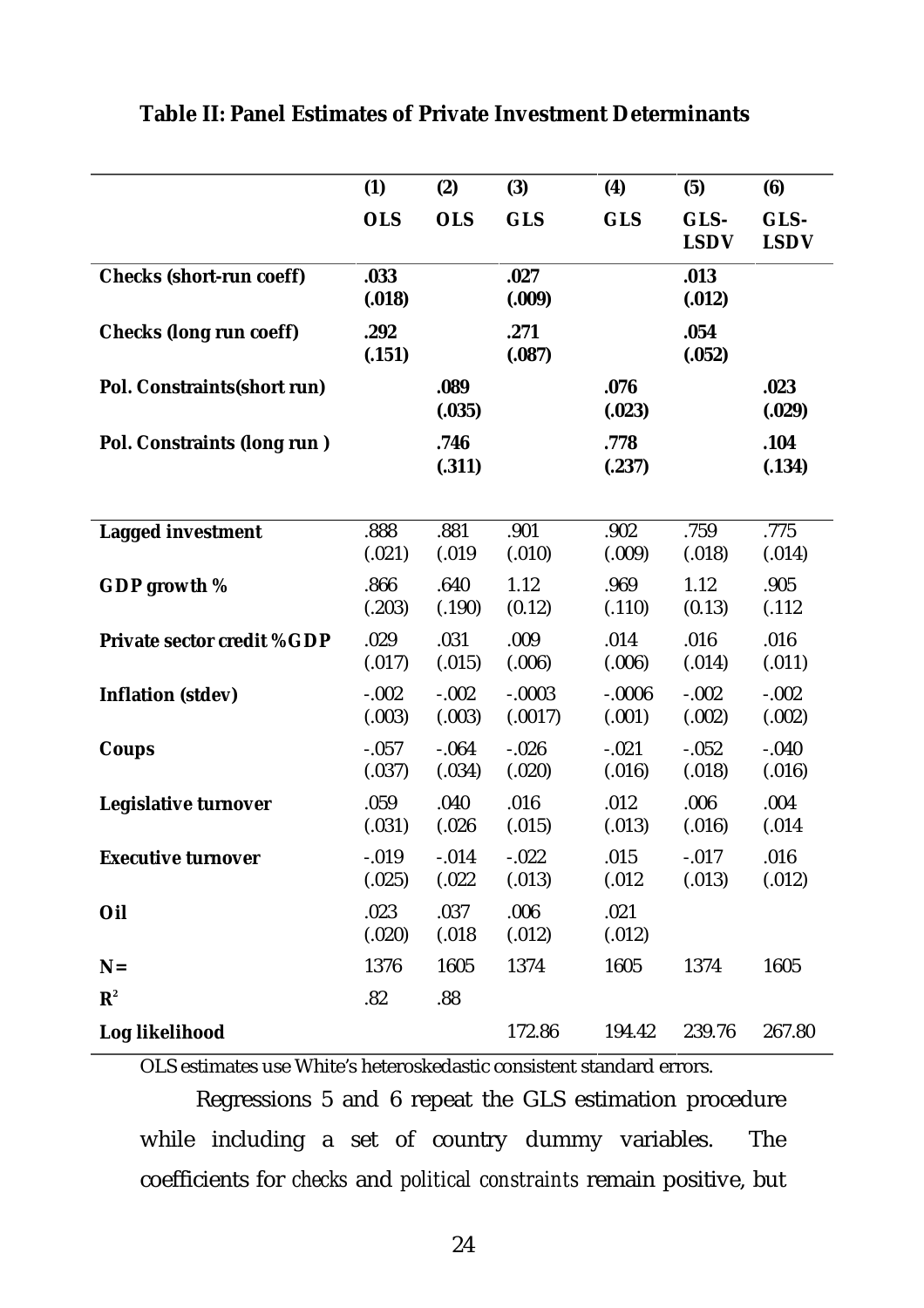**Table II: Panel Estimates of Private Investment Determinants**

| | (1) OLS | (2) OLS | (3) GLS | (4) GLS | (5) GLS-LSDV | (6) GLS-LSDV |
|---|---|---|---|---|---|---|
| **Checks (short-run coeff)** | **.033 (.018)** | | **.027 (.009)** | | **.013 (.012)** | |
| **Checks (long run coeff)** | **.292 (.151)** | | **.271 (.087)** | | **.054 (.052)** | |
| **Pol. Constraints(short run)** | | **.089 (.035)** | | **.076 (.023)** | | **.023 (.029)** |
| **Pol. Constraints (long run )** | | **.746 (.311)** | | **.778 (.237)** | | **.104 (.134)** |
| **Lagged investment** | .888 (.021) | .881 (.019 | .901 (.010) | .902 (.009) | .759 (.018) | .775 (.014) |
| **GDP growth %** | .866 (.203) | .640 (.190) | 1.12 (0.12) | .969 (.110) | 1.12 (0.13) | .905 (.112 |
| **Private sector credit %GDP** | .029 (.017) | .031 (.015) | .009 (.006) | .014 (.006) | .016 (.014) | .016 (.011) |
| **Inflation (stdev)** | -.002 (.003) | -.002 (.003) | -.0003 (.0017) | -.0006 (.001) | -.002 (.002) | -.002 (.002) |
| **Coups** | -.057 (.037) | -.064 (.034) | -.026 (.020) | -.021 (.016) | -.052 (.018) | -.040 (.016) |
| **Legislative turnover** | .059 (.031) | .040 (.026 | .016 (.015) | .012 (.013) | .006 (.016) | .004 (.014 |
| **Executive turnover** | -.019 (.025) | -.014 (.022 | -.022 (.013) | .015 (.012 | -.017 (.013) | .016 (.012) |
| **Oil** | .023 (.020) | .037 (.018 | .006 (.012) | .021 (.012) | | |
| **N=** | 1376 | 1605 | 1374 | 1605 | 1374 | 1605 |
| **$R^2$** | .82 | .88 | | | | |
| **Log likelihood** | | | 172.86 | 194.42 | 239.76 | 267.80 |

OLS estimates use White's heteroskedastic consistent standard errors.

Regressions 5 and 6 repeat the GLS estimation procedure while including a set of country dummy variables. The coefficients for *checks* and *political constraints* remain positive, but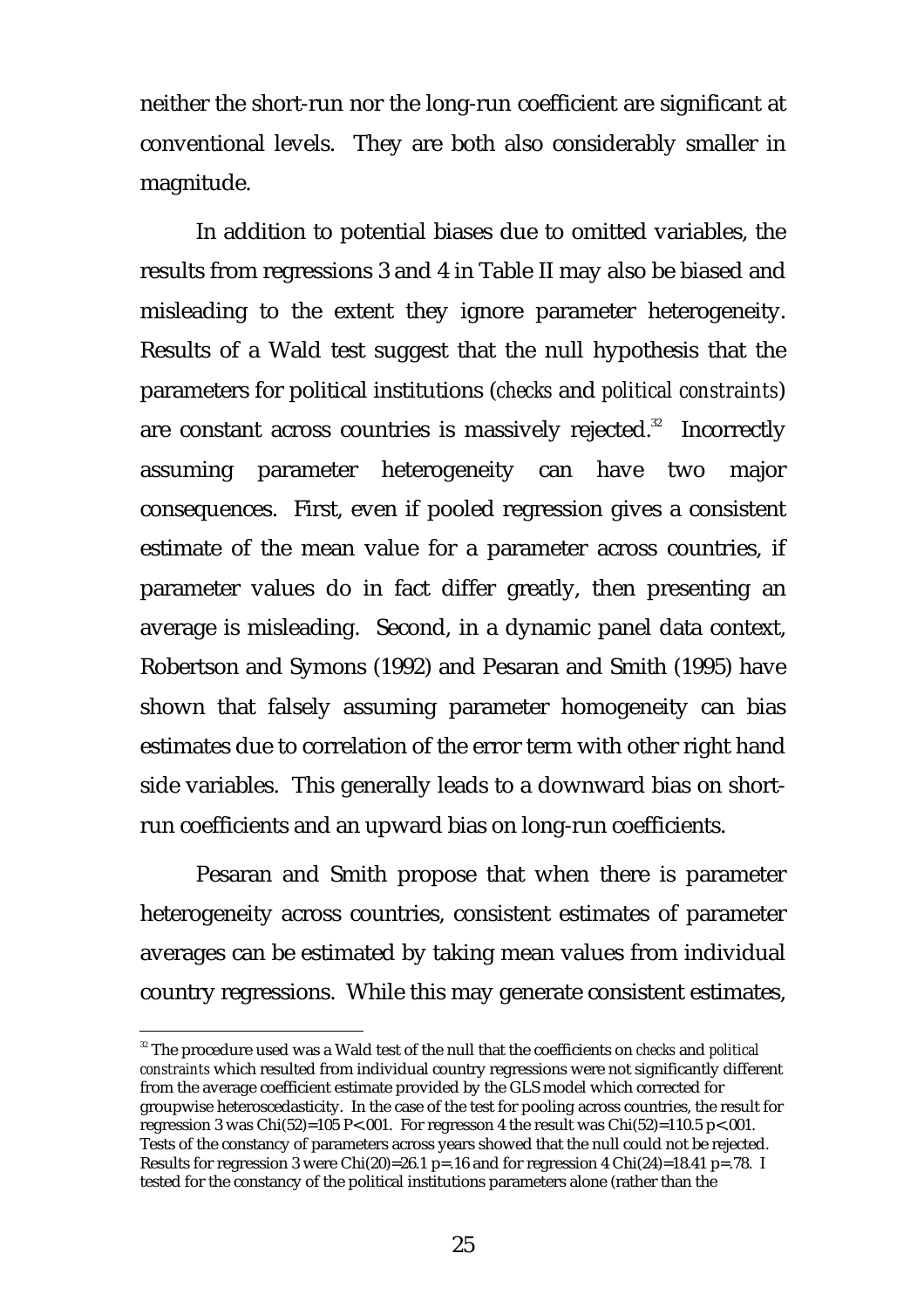neither the short-run nor the long-run coefficient are significant at conventional levels. They are both also considerably smaller in magnitude.

In addition to potential biases due to omitted variables, the results from regressions 3 and 4 in Table II may also be biased and misleading to the extent they ignore parameter heterogeneity. Results of a Wald test suggest that the null hypothesis that the parameters for political institutions (*checks* and *political constraints*) are constant across countries is massively rejected.[32] Incorrectly assuming parameter heterogeneity can have two major consequences. First, even if pooled regression gives a consistent estimate of the mean value for a parameter across countries, if parameter values do in fact differ greatly, then presenting an average is misleading. Second, in a dynamic panel data context, Robertson and Symons (1992) and Pesaran and Smith (1995) have shown that falsely assuming parameter homogeneity can bias estimates due to correlation of the error term with other right hand side variables. This generally leads to a downward bias on short-run coefficients and an upward bias on long-run coefficients.

Pesaran and Smith propose that when there is parameter heterogeneity across countries, consistent estimates of parameter averages can be estimated by taking mean values from individual country regressions. While this may generate consistent estimates,

---

[32] The procedure used was a Wald test of the null that the coefficients on *checks* and *political constraints* which resulted from individual country regressions were not significantly different from the average coefficient estimate provided by the GLS model which corrected for groupwise heteroscedasticity. In the case of the test for pooling across countries, the result for regression 3 was Chi(52)=105 P<.001. For regresson 4 the result was Chi(52)=110.5 p<.001. Tests of the constancy of parameters across years showed that the null could not be rejected. Results for regression 3 were Chi(20)=26.1 p=.16 and for regression 4 Chi(24)=18.41 p=.78. I tested for the constancy of the political institutions parameters alone (rather than the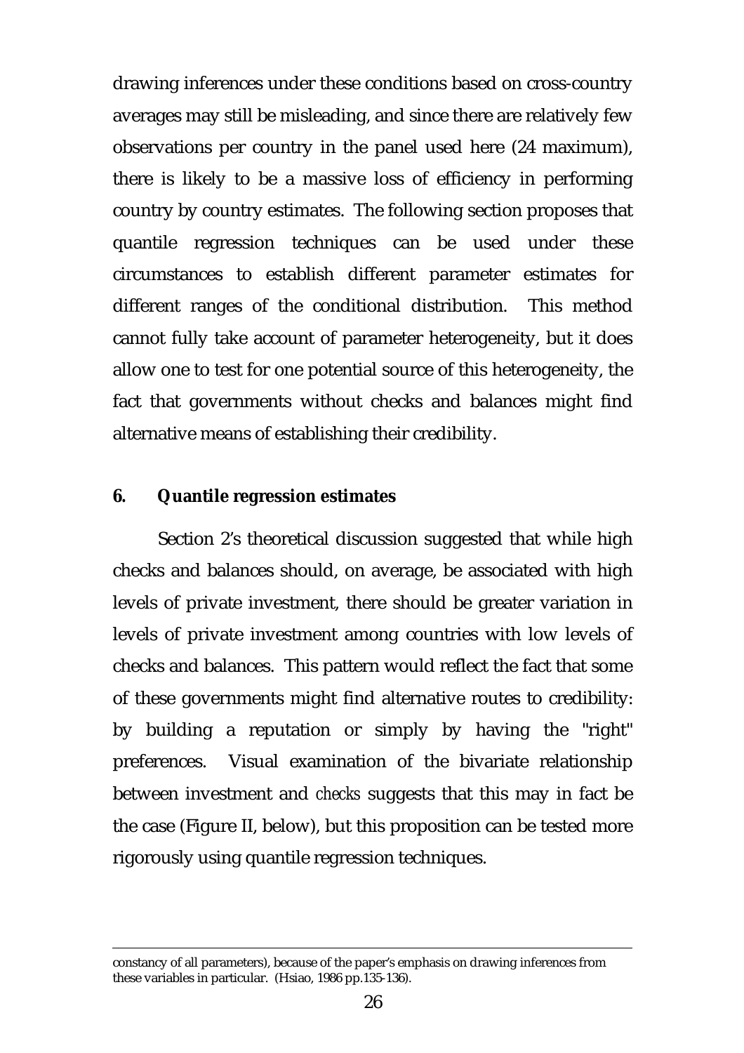drawing inferences under these conditions based on cross-country averages may still be misleading, and since there are relatively few observations per country in the panel used here (24 maximum), there is likely to be a massive loss of efficiency in performing country by country estimates. The following section proposes that quantile regression techniques can be used under these circumstances to establish different parameter estimates for different ranges of the conditional distribution. This method cannot fully take account of parameter heterogeneity, but it does allow one to test for one potential source of this heterogeneity, the fact that governments without checks and balances might find alternative means of establishing their credibility.

## 6. Quantile regression estimates

Section 2's theoretical discussion suggested that while high checks and balances should, on average, be associated with high levels of private investment, there should be greater variation in levels of private investment among countries with low levels of checks and balances. This pattern would reflect the fact that some of these governments might find alternative routes to credibility: by building a reputation or simply by having the "right" preferences. Visual examination of the bivariate relationship between investment and *checks* suggests that this may in fact be the case (Figure II, below), but this proposition can be tested more rigorously using quantile regression techniques.

---

constancy of all parameters), because of the paper's emphasis on drawing inferences from these variables in particular. (Hsiao, 1986 pp.135-136).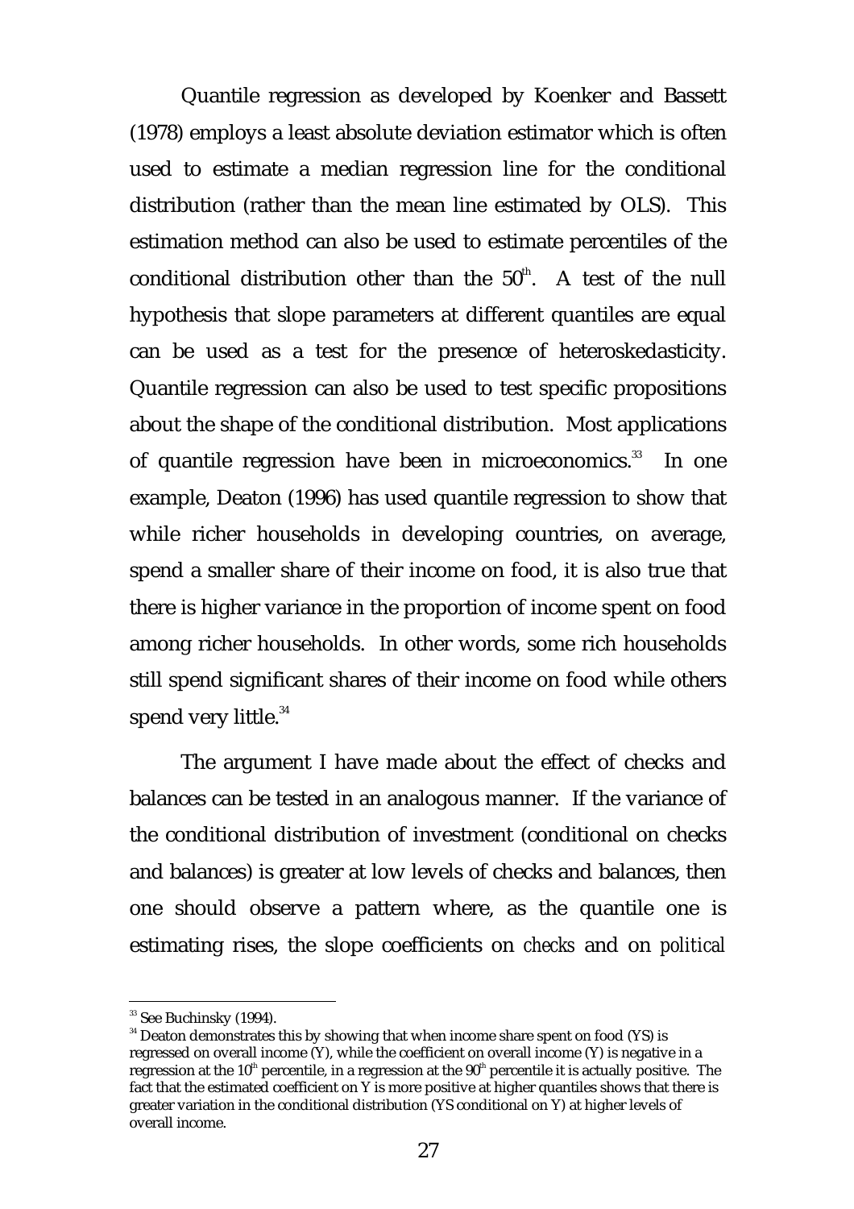Quantile regression as developed by Koenker and Bassett (1978) employs a least absolute deviation estimator which is often used to estimate a median regression line for the conditional distribution (rather than the mean line estimated by OLS). This estimation method can also be used to estimate percentiles of the conditional distribution other than the $50^{th}$. A test of the null hypothesis that slope parameters at different quantiles are equal can be used as a test for the presence of heteroskedasticity. Quantile regression can also be used to test specific propositions about the shape of the conditional distribution. Most applications of quantile regression have been in microeconomics.[33] In one example, Deaton (1996) has used quantile regression to show that while richer households in developing countries, on average, spend a smaller share of their income on food, it is also true that there is higher variance in the proportion of income spent on food among richer households. In other words, some rich households still spend significant shares of their income on food while others spend very little.[34]

The argument I have made about the effect of checks and balances can be tested in an analogous manner. If the variance of the conditional distribution of investment (conditional on checks and balances) is greater at low levels of checks and balances, then one should observe a pattern where, as the quantile one is estimating rises, the slope coefficients on *checks* and on *political*

---

[33] See Buchinsky (1994).

[34] Deaton demonstrates this by showing that when income share spent on food (YS) is regressed on overall income (Y), while the coefficient on overall income (Y) is negative in a regression at the $10^{th}$ percentile, in a regression at the $90^{th}$ percentile it is actually positive. The fact that the estimated coefficient on Y is more positive at higher quantiles shows that there is greater variation in the conditional distribution (YS conditional on Y) at higher levels of overall income.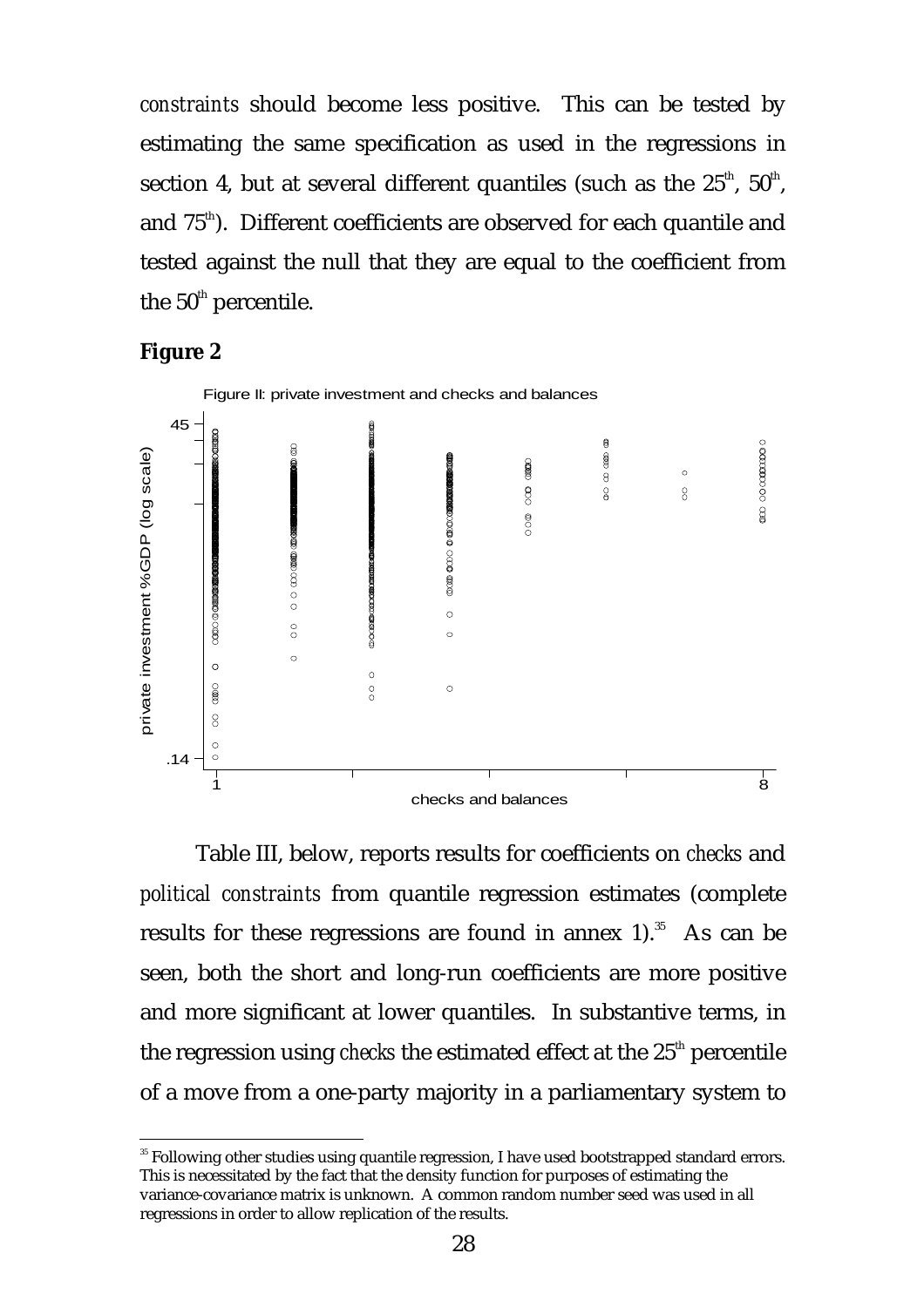*constraints* should become less positive. This can be tested by estimating the same specification as used in the regressions in section 4, but at several different quantiles (such as the 25th, 50th, and 75th). Different coefficients are observed for each quantile and tested against the null that they are equal to the coefficient from the 50th percentile.

**Figure 2**

Figure II: private investment and checks and balances

Table III, below, reports results for coefficients on *checks* and *political constraints* from quantile regression estimates (complete results for these regressions are found in annex 1).[35] As can be seen, both the short and long-run coefficients are more positive and more significant at lower quantiles. In substantive terms, in the regression using *checks* the estimated effect at the 25th percentile of a move from a one-party majority in a parliamentary system to

[35] Following other studies using quantile regression, I have used bootstrapped standard errors. This is necessitated by the fact that the density function for purposes of estimating the variance-covariance matrix is unknown. A common random number seed was used in all regressions in order to allow replication of the results.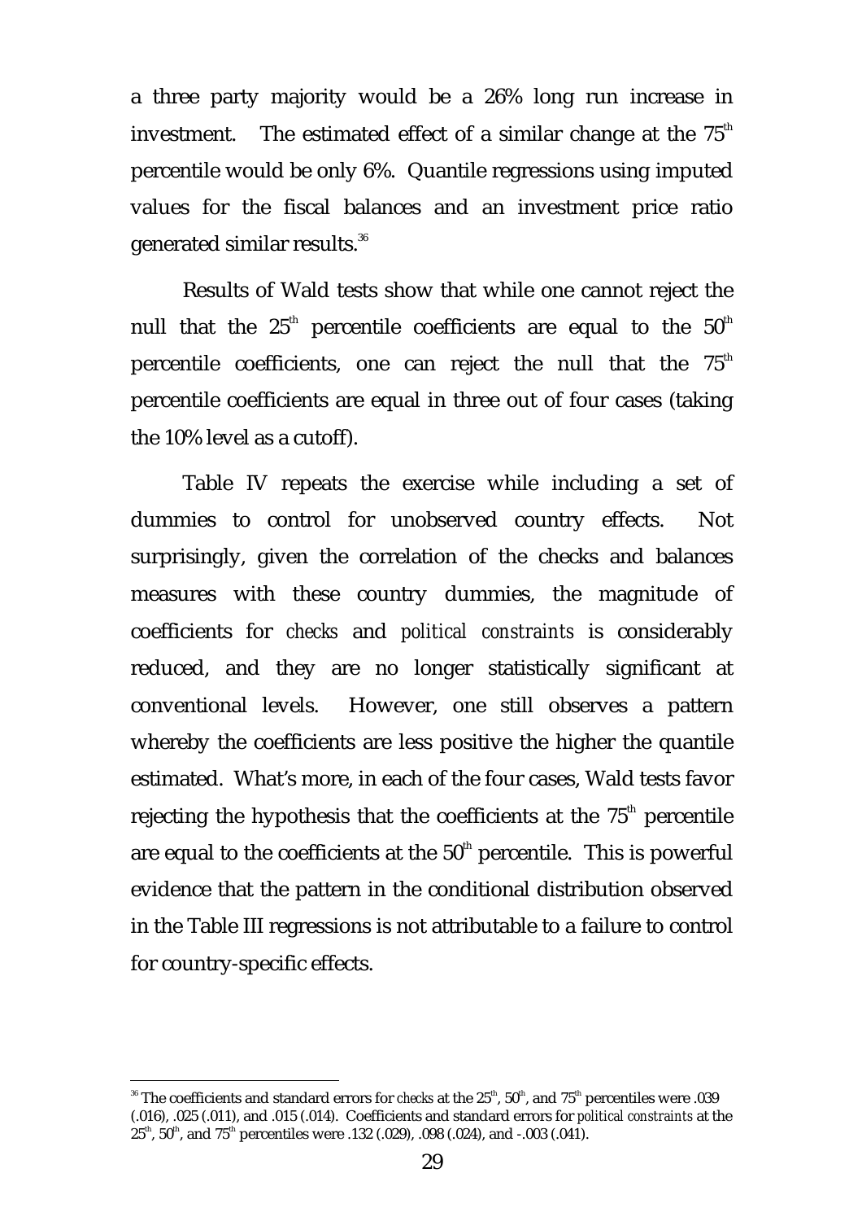a three party majority would be a 26% long run increase in investment. The estimated effect of a similar change at the 75th percentile would be only 6%. Quantile regressions using imputed values for the fiscal balances and an investment price ratio generated similar results.[36]

Results of Wald tests show that while one cannot reject the null that the 25th percentile coefficients are equal to the 50th percentile coefficients, one can reject the null that the 75th percentile coefficients are equal in three out of four cases (taking the 10% level as a cutoff).

Table IV repeats the exercise while including a set of dummies to control for unobserved country effects. Not surprisingly, given the correlation of the checks and balances measures with these country dummies, the magnitude of coefficients for *checks* and *political constraints* is considerably reduced, and they are no longer statistically significant at conventional levels. However, one still observes a pattern whereby the coefficients are less positive the higher the quantile estimated. What's more, in each of the four cases, Wald tests favor rejecting the hypothesis that the coefficients at the 75th percentile are equal to the coefficients at the 50th percentile. This is powerful evidence that the pattern in the conditional distribution observed in the Table III regressions is not attributable to a failure to control for country-specific effects.

---

[36] The coefficients and standard errors for *checks* at the 25th, 50th, and 75th percentiles were .039 (.016), .025 (.011), and .015 (.014). Coefficients and standard errors for *political constraints* at the 25th, 50th, and 75th percentiles were .132 (.029), .098 (.024), and -.003 (.041).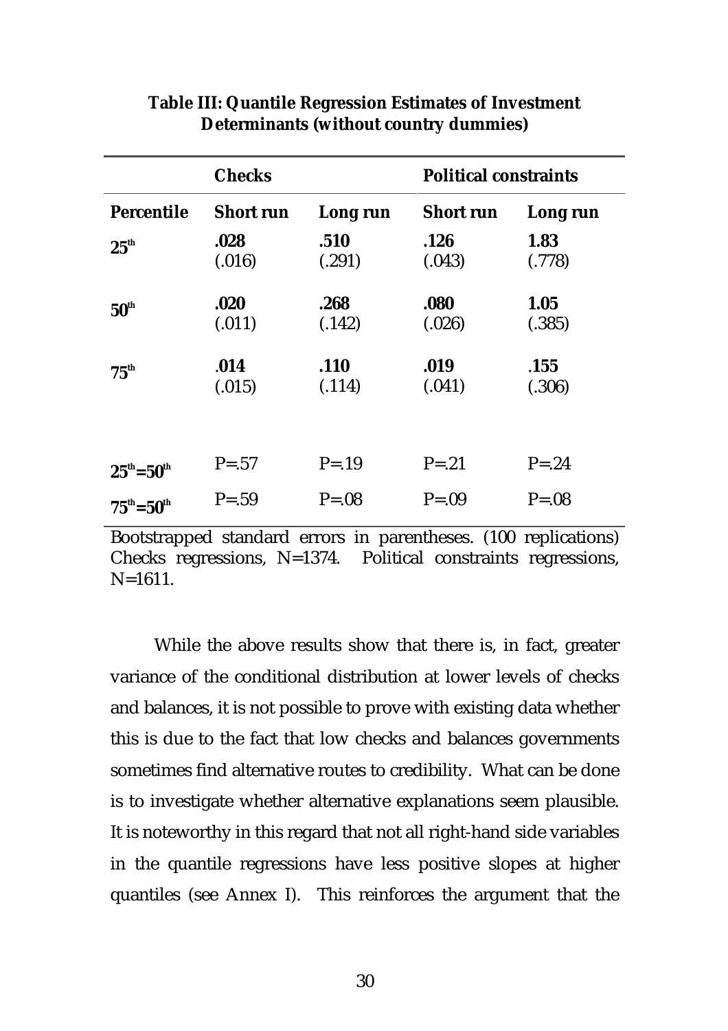**Table III: Quantile Regression Estimates of Investment Determinants (without country dummies)**

| | Checks | | Political constraints | |
|---|---|---|---|---|
| **Percentile** | **Short run** | **Long run** | **Short run** | **Long run** |
| **25th** | **.028** (.016) | **.510** (.291) | **.126** (.043) | **1.83** (.778) |
| **50th** | **.020** (.011) | **.268** (.142) | **.080** (.026) | **1.05** (.385) |
| **75th** | .**014** (.015) | **.110** (.114) | **.019** (.041) | .**155** (.306) |
| **25th=50th** | P=.57 | P=.19 | P=.21 | P=.24 |
| **75th=50th** | P=.59 | P=.08 | P=.09 | P=.08 |

Bootstrapped standard errors in parentheses. (100 replications) Checks regressions, N=1374. Political constraints regressions, N=1611.

While the above results show that there is, in fact, greater variance of the conditional distribution at lower levels of checks and balances, it is not possible to prove with existing data whether this is due to the fact that low checks and balances governments sometimes find alternative routes to credibility. What can be done is to investigate whether alternative explanations seem plausible. It is noteworthy in this regard that not all right-hand side variables in the quantile regressions have less positive slopes at higher quantiles (see Annex I). This reinforces the argument that the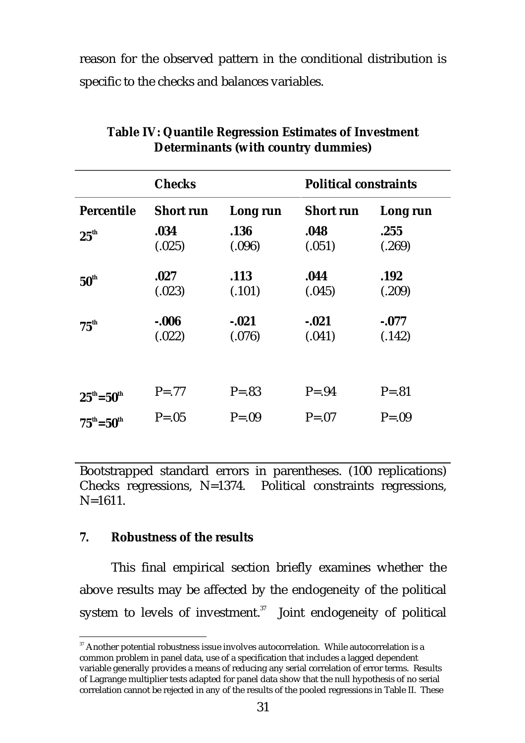reason for the observed pattern in the conditional distribution is specific to the checks and balances variables.

**Table IV: Quantile Regression Estimates of Investment Determinants (with country dummies)**

| | **Checks** | | **Political constraints** | |
|---|---|---|---|---|
| **Percentile** | **Short run** | **Long run** | **Short run** | **Long run** |
| **$25^{th}$** | **.034** (.025) | **.136** (.096) | **.048** (.051) | **.255** (.269) |
| **$50^{th}$** | **.027** (.023) | **.113** (.101) | **.044** (.045) | **.192** (.209) |
| **$75^{th}$** | **-.006** (.022) | **-.021** (.076) | **-.021** (.041) | **-.077** (.142) |
| **$25^{th}$=$50^{th}$** | P=.77 | P=.83 | P=.94 | P=.81 |
| **$75^{th}$=$50^{th}$** | P=.05 | P=.09 | P=.07 | P=.09 |

Bootstrapped standard errors in parentheses. (100 replications) Checks regressions, N=1374. Political constraints regressions, N=1611.

## 7. Robustness of the results

This final empirical section briefly examines whether the above results may be affected by the endogeneity of the political system to levels of investment.[37] Joint endogeneity of political

---

[37] Another potential robustness issue involves autocorrelation. While autocorrelation is a common problem in panel data, use of a specification that includes a lagged dependent variable generally provides a means of reducing any serial correlation of error terms. Results of Lagrange multiplier tests adapted for panel data show that the null hypothesis of no serial correlation cannot be rejected in any of the results of the pooled regressions in Table II. These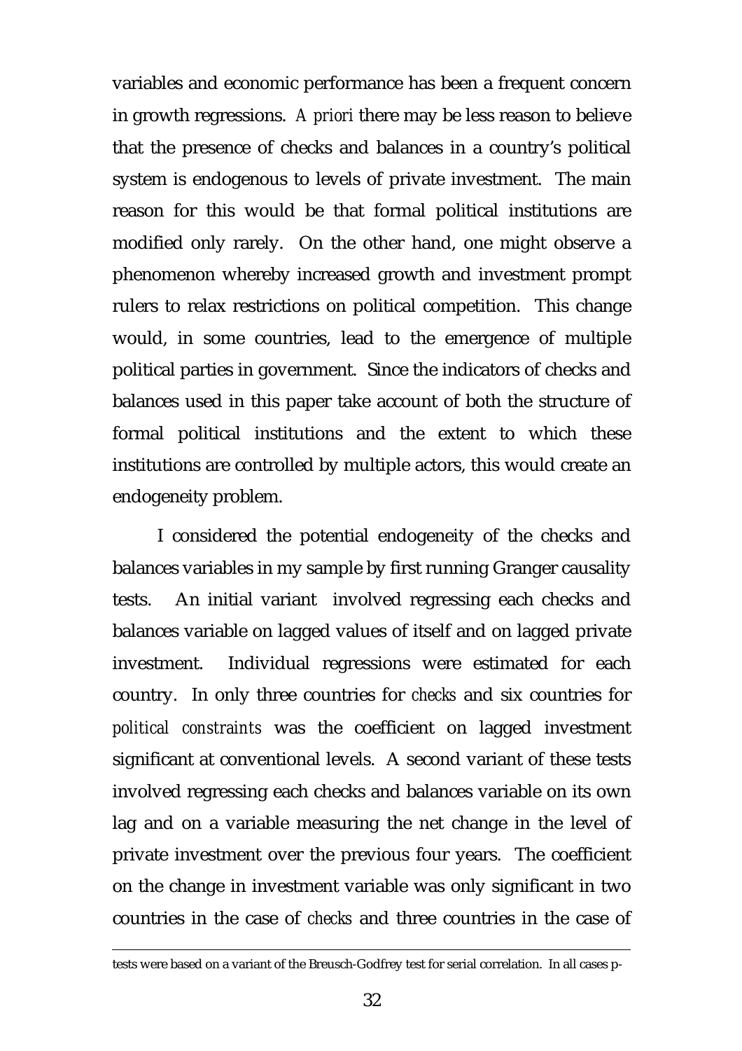variables and economic performance has been a frequent concern in growth regressions. *A priori* there may be less reason to believe that the presence of checks and balances in a country's political system is endogenous to levels of private investment. The main reason for this would be that formal political institutions are modified only rarely. On the other hand, one might observe a phenomenon whereby increased growth and investment prompt rulers to relax restrictions on political competition. This change would, in some countries, lead to the emergence of multiple political parties in government. Since the indicators of checks and balances used in this paper take account of both the structure of formal political institutions and the extent to which these institutions are controlled by multiple actors, this would create an endogeneity problem.

I considered the potential endogeneity of the checks and balances variables in my sample by first running Granger causality tests. An initial variant involved regressing each checks and balances variable on lagged values of itself and on lagged private investment. Individual regressions were estimated for each country. In only three countries for *checks* and six countries for *political constraints* was the coefficient on lagged investment significant at conventional levels. A second variant of these tests involved regressing each checks and balances variable on its own lag and on a variable measuring the net change in the level of private investment over the previous four years. The coefficient on the change in investment variable was only significant in two countries in the case of *checks* and three countries in the case of

---

tests were based on a variant of the Breusch-Godfrey test for serial correlation. In all cases p-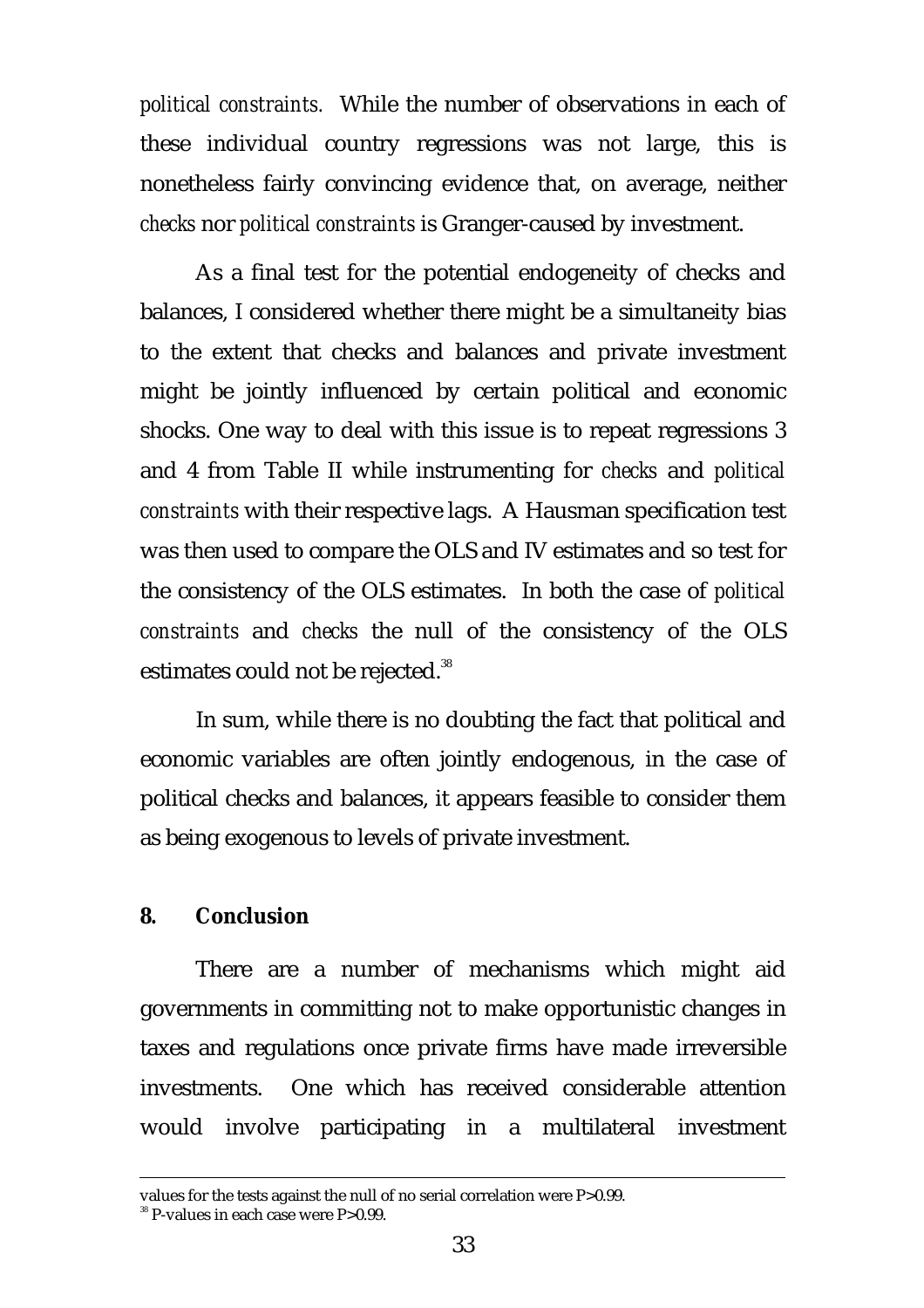*political constraints*. While the number of observations in each of these individual country regressions was not large, this is nonetheless fairly convincing evidence that, on average, neither *checks* nor *political constraints* is Granger-caused by investment.

As a final test for the potential endogeneity of checks and balances, I considered whether there might be a simultaneity bias to the extent that checks and balances and private investment might be jointly influenced by certain political and economic shocks. One way to deal with this issue is to repeat regressions 3 and 4 from Table II while instrumenting for *checks* and *political constraints* with their respective lags. A Hausman specification test was then used to compare the OLS and IV estimates and so test for the consistency of the OLS estimates. In both the case of *political constraints* and *checks* the null of the consistency of the OLS estimates could not be rejected.[38]

In sum, while there is no doubting the fact that political and economic variables are often jointly endogenous, in the case of political checks and balances, it appears feasible to consider them as being exogenous to levels of private investment.

## 8. Conclusion

There are a number of mechanisms which might aid governments in committing not to make opportunistic changes in taxes and regulations once private firms have made irreversible investments. One which has received considerable attention would involve participating in a multilateral investment

---

values for the tests against the null of no serial correlation were P>0.99.

[38] P-values in each case were P>0.99.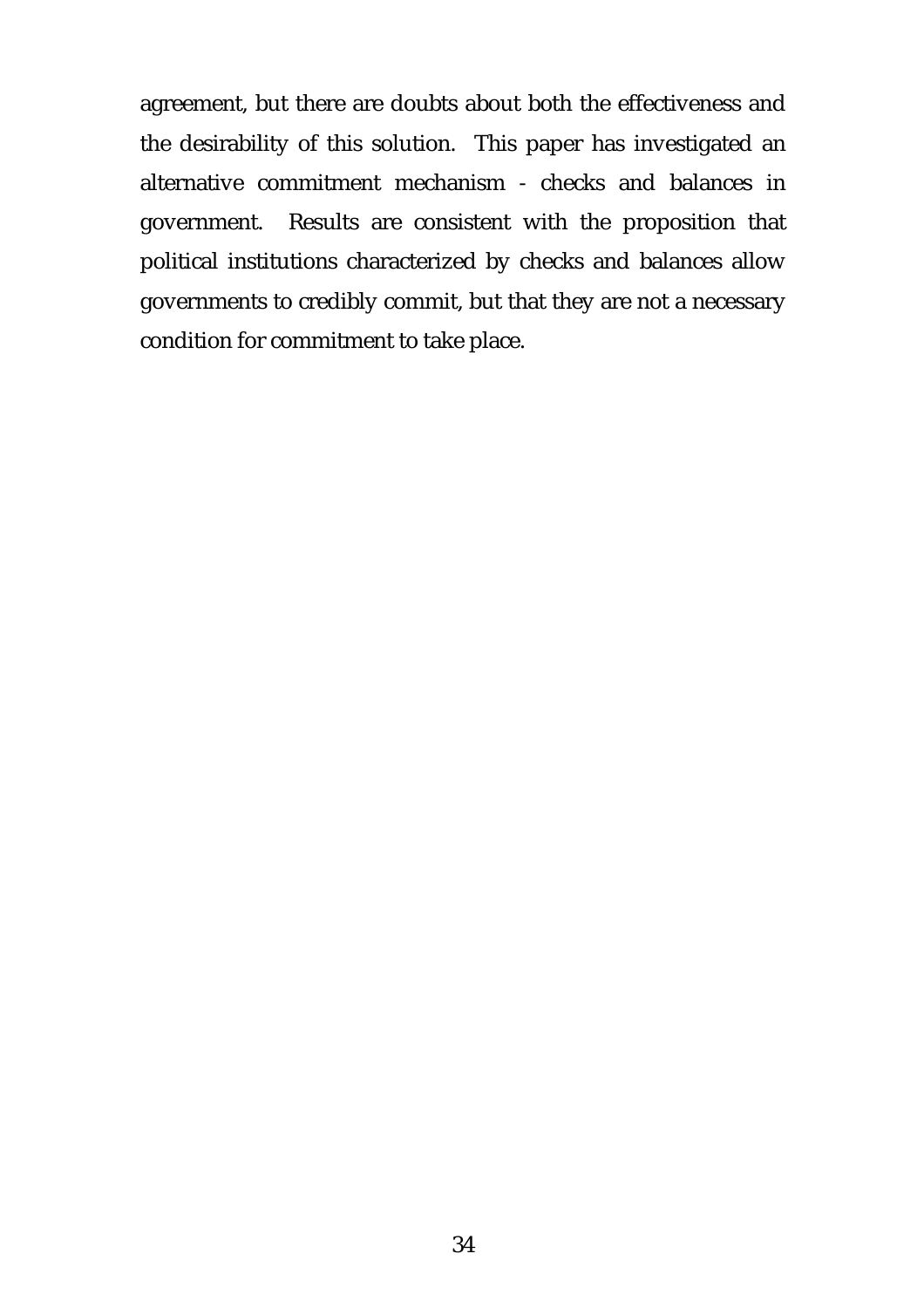agreement, but there are doubts about both the effectiveness and the desirability of this solution. This paper has investigated an alternative commitment mechanism - checks and balances in government. Results are consistent with the proposition that political institutions characterized by checks and balances allow governments to credibly commit, but that they are not a necessary condition for commitment to take place.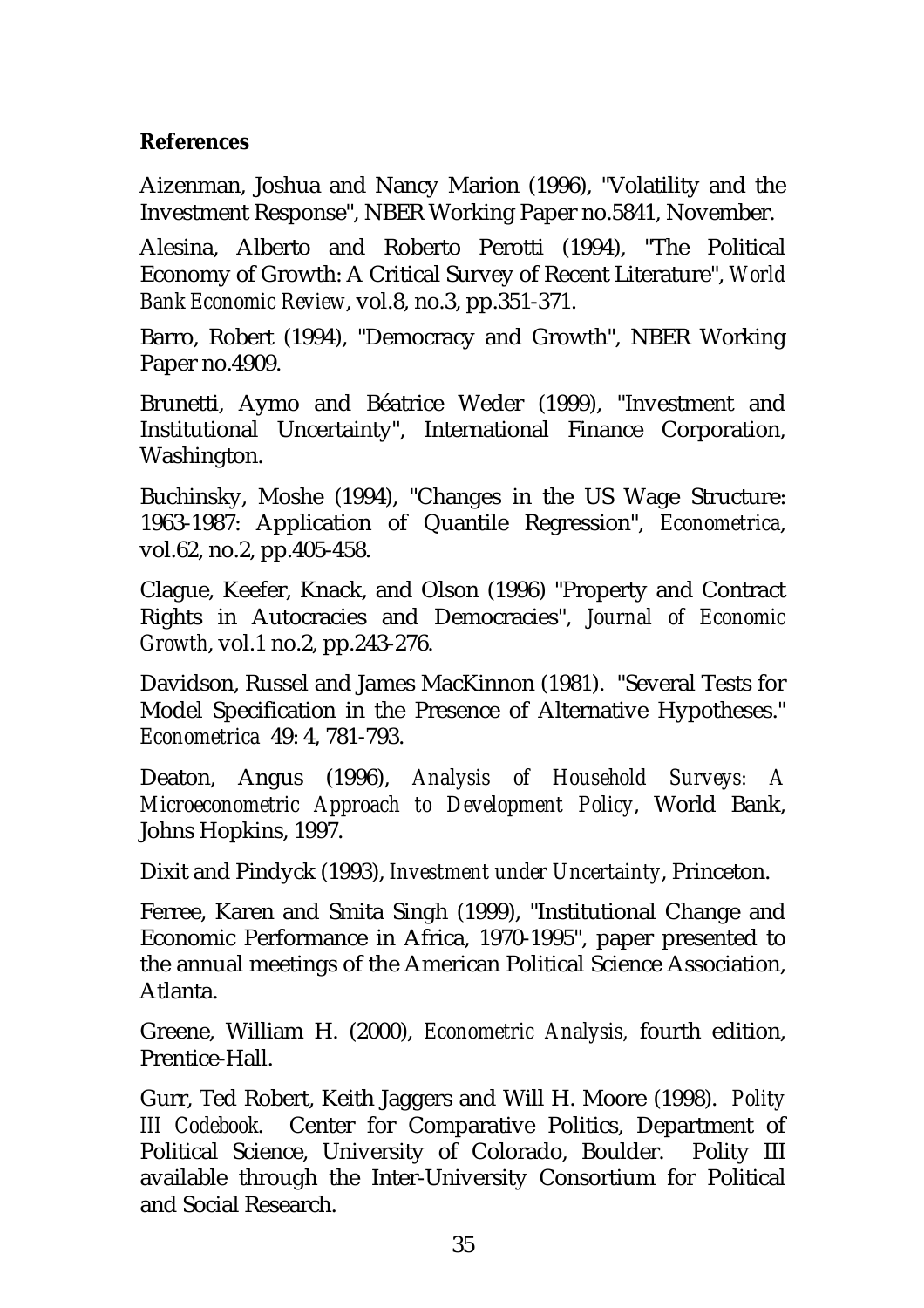**References**

Aizenman, Joshua and Nancy Marion (1996), "Volatility and the Investment Response", NBER Working Paper no.5841, November.

Alesina, Alberto and Roberto Perotti (1994), "The Political Economy of Growth: A Critical Survey of Recent Literature", *World Bank Economic Review*, vol.8, no.3, pp.351-371.

Barro, Robert (1994), "Democracy and Growth", NBER Working Paper no.4909.

Brunetti, Aymo and Béatrice Weder (1999), "Investment and Institutional Uncertainty", International Finance Corporation, Washington.

Buchinsky, Moshe (1994), "Changes in the US Wage Structure: 1963-1987: Application of Quantile Regression", *Econometrica*, vol.62, no.2, pp.405-458.

Clague, Keefer, Knack, and Olson (1996) "Property and Contract Rights in Autocracies and Democracies", *Journal of Economic Growth*, vol.1 no.2, pp.243-276.

Davidson, Russel and James MacKinnon (1981). "Several Tests for Model Specification in the Presence of Alternative Hypotheses." *Econometrica* 49: 4, 781-793.

Deaton, Angus (1996), *Analysis of Household Surveys: A Microeconometric Approach to Development Policy*, World Bank, Johns Hopkins, 1997.

Dixit and Pindyck (1993), *Investment under Uncertainty*, Princeton.

Ferree, Karen and Smita Singh (1999), "Institutional Change and Economic Performance in Africa, 1970-1995", paper presented to the annual meetings of the American Political Science Association, Atlanta.

Greene, William H. (2000), *Econometric Analysis,* fourth edition, Prentice-Hall.

Gurr, Ted Robert, Keith Jaggers and Will H. Moore (1998). *Polity III Codebook*. Center for Comparative Politics, Department of Political Science, University of Colorado, Boulder. Polity III available through the Inter-University Consortium for Political and Social Research.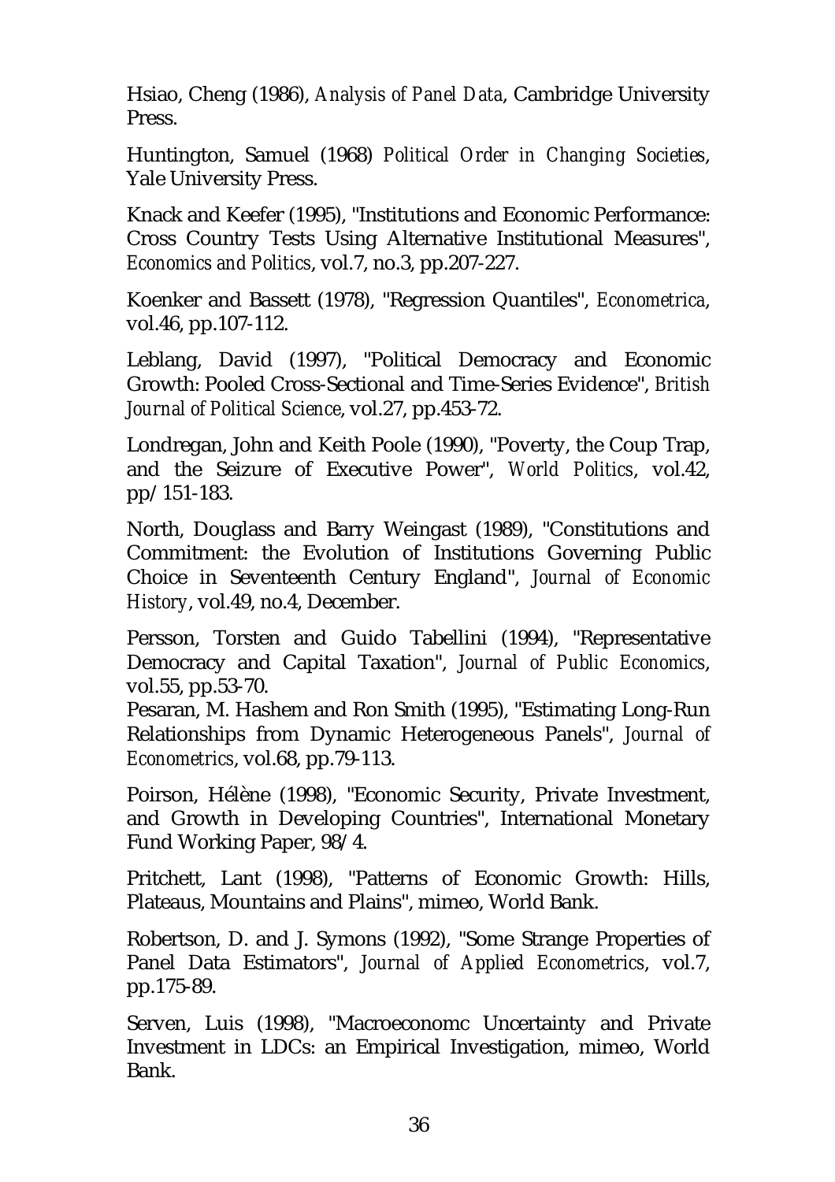Hsiao, Cheng (1986), *Analysis of Panel Data*, Cambridge University Press.

Huntington, Samuel (1968) *Political Order in Changing Societies*, Yale University Press.

Knack and Keefer (1995), "Institutions and Economic Performance: Cross Country Tests Using Alternative Institutional Measures", *Economics and Politics*, vol.7, no.3, pp.207-227.

Koenker and Bassett (1978), "Regression Quantiles", *Econometrica*, vol.46, pp.107-112.

Leblang, David (1997), "Political Democracy and Economic Growth: Pooled Cross-Sectional and Time-Series Evidence", *British Journal of Political Science*, vol.27, pp.453-72.

Londregan, John and Keith Poole (1990), "Poverty, the Coup Trap, and the Seizure of Executive Power", *World Politics*, vol.42, pp/151-183.

North, Douglass and Barry Weingast (1989), "Constitutions and Commitment: the Evolution of Institutions Governing Public Choice in Seventeenth Century England", *Journal of Economic History*, vol.49, no.4, December.

Persson, Torsten and Guido Tabellini (1994), "Representative Democracy and Capital Taxation", *Journal of Public Economics*, vol.55, pp.53-70.

Pesaran, M. Hashem and Ron Smith (1995), "Estimating Long-Run Relationships from Dynamic Heterogeneous Panels", *Journal of Econometrics*, vol.68, pp.79-113.

Poirson, Hélène (1998), "Economic Security, Private Investment, and Growth in Developing Countries", International Monetary Fund Working Paper, 98/4.

Pritchett, Lant (1998), "Patterns of Economic Growth: Hills, Plateaus, Mountains and Plains", mimeo, World Bank.

Robertson, D. and J. Symons (1992), "Some Strange Properties of Panel Data Estimators", *Journal of Applied Econometrics*, vol.7, pp.175-89.

Serven, Luis (1998), "Macroeconomc Uncertainty and Private Investment in LDCs: an Empirical Investigation, mimeo, World Bank.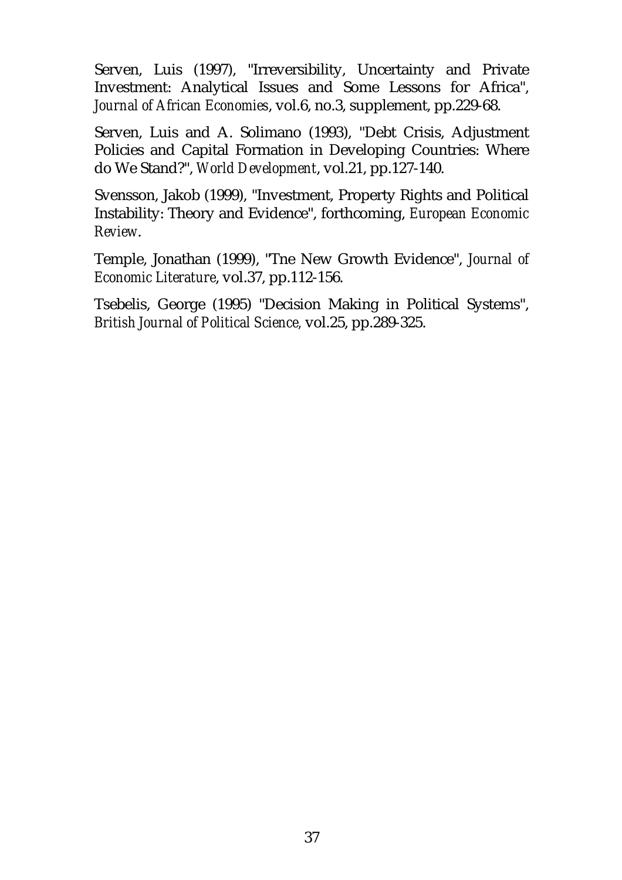Serven, Luis (1997), "Irreversibility, Uncertainty and Private Investment: Analytical Issues and Some Lessons for Africa", *Journal of African Economies*, vol.6, no.3, supplement, pp.229-68.

Serven, Luis and A. Solimano (1993), "Debt Crisis, Adjustment Policies and Capital Formation in Developing Countries: Where do We Stand?", *World Development*, vol.21, pp.127-140.

Svensson, Jakob (1999), "Investment, Property Rights and Political Instability: Theory and Evidence", forthcoming, *European Economic Review*.

Temple, Jonathan (1999), "Tne New Growth Evidence", *Journal of Economic Literature*, vol.37, pp.112-156.

Tsebelis, George (1995) "Decision Making in Political Systems", *British Journal of Political Science*, vol.25, pp.289-325.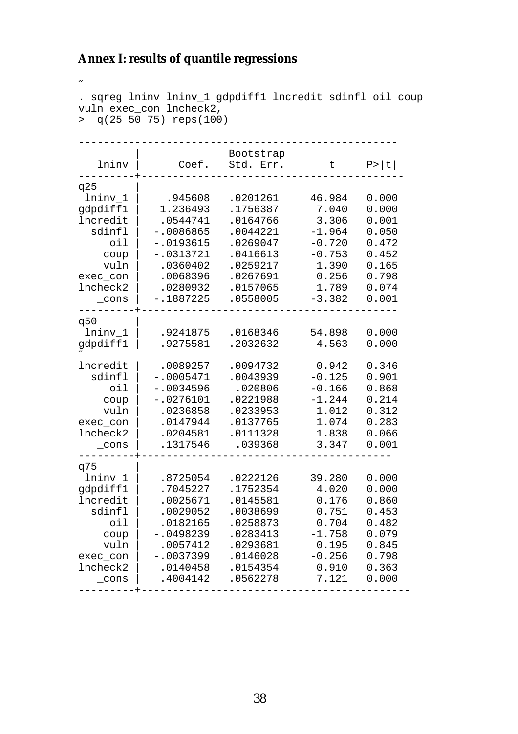## Annex I: results of quantile regressions

˝

```
. sqreg lninv lninv_1 gdpdiff1 lncredit sdinfl oil coup
vuln exec_con lncheck2,
>  q(25 50 75) reps(100)

--------------------------------------------------
         |              Bootstrap
   lninv |      Coef.   Std. Err.       t     P>|t|
---------+-----------------------------------------
q25      |
 lninv_1 |    .945608   .0201261     46.984   0.000
gdpdiff1 |   1.236493   .1756387      7.040   0.000
lncredit |   .0544741   .0164766      3.306   0.001
  sdinfl |  -.0086865   .0044221     -1.964   0.050
     oil |  -.0193615   .0269047     -0.720   0.472
    coup |  -.0313721   .0416613     -0.753   0.452
    vuln |   .0360402   .0259217      1.390   0.165
exec_con |   .0068396   .0267691      0.256   0.798
lncheck2 |   .0280932   .0157065      1.789   0.074
   _cons |  -.1887225   .0558005     -3.382   0.001
---------+----------------------------------------
q50      |
 lninv_1 |   .9241875   .0168346     54.898   0.000
gdpdiff1 |   .9275581   .2032632      4.563   0.000
˝
lncredit |   .0089257   .0094732      0.942   0.346
  sdinfl |  -.0005471   .0043939     -0.125   0.901
     oil |  -.0034596    .020806     -0.166   0.868
    coup |  -.0276101   .0221988     -1.244   0.214
    vuln |   .0236858   .0233953      1.012   0.312
exec_con |   .0147944   .0137765      1.074   0.283
lncheck2 |   .0204581   .0111328      1.838   0.066
   _cons |   .1317546    .039368      3.347   0.001
---------+--------------------------------------
q75      |
 lninv_1 |   .8725054   .0222126     39.280   0.000
gdpdiff1 |   .7045227   .1752354      4.020   0.000
lncredit |   .0025671   .0145581      0.176   0.860
  sdinfl |   .0029052   .0038699      0.751   0.453
     oil |   .0182165   .0258873      0.704   0.482
    coup |  -.0498239   .0283413     -1.758   0.079
    vuln |   .0057412   .0293681      0.195   0.845
exec_con |  -.0037399   .0146028     -0.256   0.798
lncheck2 |   .0140458   .0154354      0.910   0.363
   _cons |   .4004142   .0562278      7.121   0.000
---------+-----------------------------------------
```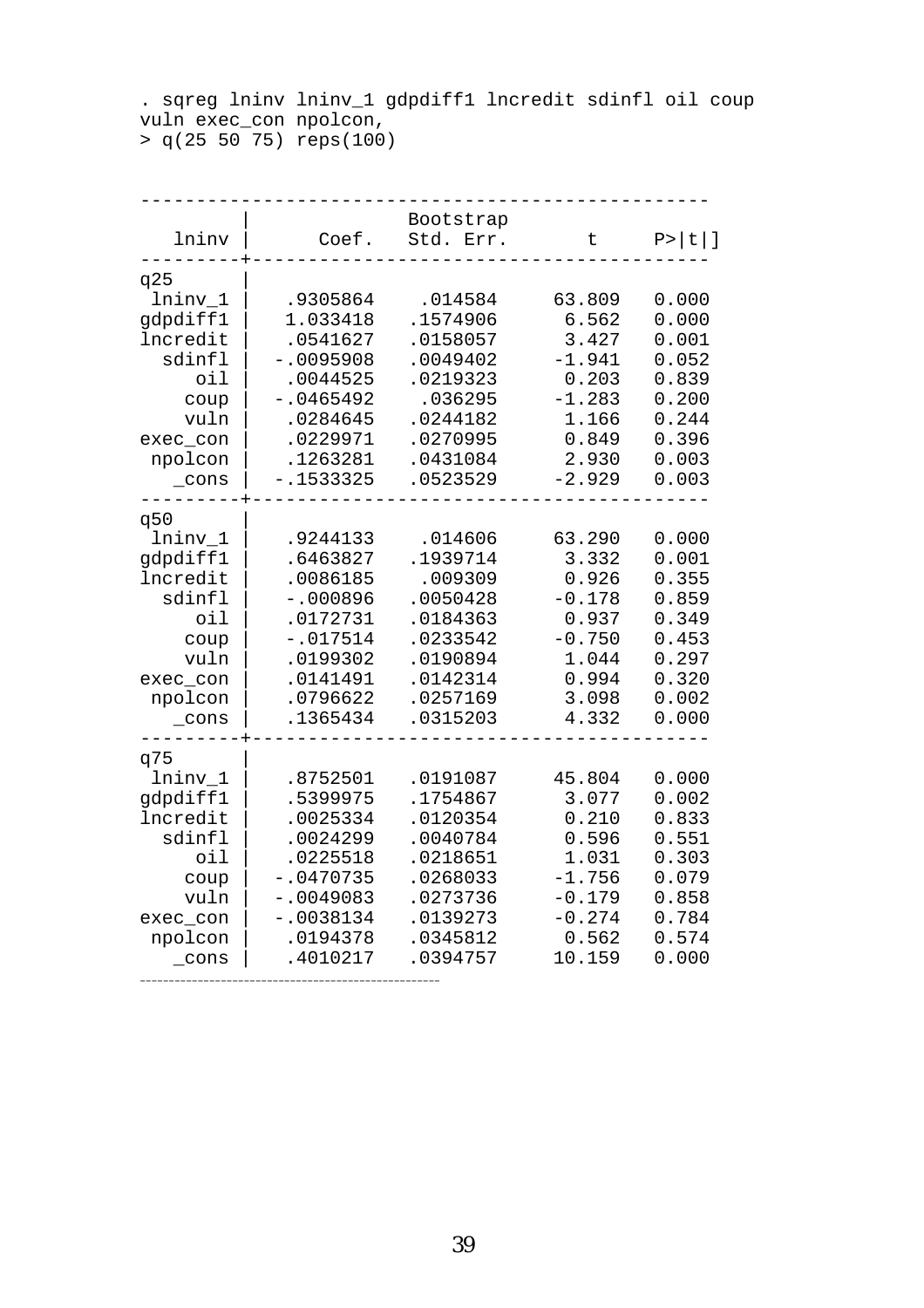```
. sqreg lninv lninv_1 gdpdiff1 lncredit sdinfl oil coup
vuln exec_con npolcon,
> q(25 50 75) reps(100)
```

| lninv | Coef. | Bootstrap Std. Err. | t | P>\|t\| |
|---|---|---|---|---|
| **q25** | | | | |
| lninv_1 | .9305864 | .014584 | 63.809 | 0.000 |
| gdpdiff1 | 1.033418 | .1574906 | 6.562 | 0.000 |
| lncredit | .0541627 | .0158057 | 3.427 | 0.001 |
| sdinfl | -.0095908 | .0049402 | -1.941 | 0.052 |
| oil | .0044525 | .0219323 | 0.203 | 0.839 |
| coup | -.0465492 | .036295 | -1.283 | 0.200 |
| vuln | .0284645 | .0244182 | 1.166 | 0.244 |
| exec_con | .0229971 | .0270995 | 0.849 | 0.396 |
| npolcon | .1263281 | .0431084 | 2.930 | 0.003 |
| _cons | -.1533325 | .0523529 | -2.929 | 0.003 |
| **q50** | | | | |
| lninv_1 | .9244133 | .014606 | 63.290 | 0.000 |
| gdpdiff1 | .6463827 | .1939714 | 3.332 | 0.001 |
| lncredit | .0086185 | .009309 | 0.926 | 0.355 |
| sdinfl | -.000896 | .0050428 | -0.178 | 0.859 |
| oil | .0172731 | .0184363 | 0.937 | 0.349 |
| coup | -.017514 | .0233542 | -0.750 | 0.453 |
| vuln | .0199302 | .0190894 | 1.044 | 0.297 |
| exec_con | .0141491 | .0142314 | 0.994 | 0.320 |
| npolcon | .0796622 | .0257169 | 3.098 | 0.002 |
| _cons | .1365434 | .0315203 | 4.332 | 0.000 |
| **q75** | | | | |
| lninv_1 | .8752501 | .0191087 | 45.804 | 0.000 |
| gdpdiff1 | .5399975 | .1754867 | 3.077 | 0.002 |
| lncredit | .0025334 | .0120354 | 0.210 | 0.833 |
| sdinfl | .0024299 | .0040784 | 0.596 | 0.551 |
| oil | .0225518 | .0218651 | 1.031 | 0.303 |
| coup | -.0470735 | .0268033 | -1.756 | 0.079 |
| vuln | -.0049083 | .0273736 | -0.179 | 0.858 |
| exec_con | -.0038134 | .0139273 | -0.274 | 0.784 |
| npolcon | .0194378 | .0345812 | 0.562 | 0.574 |
| _cons | .4010217 | .0394757 | 10.159 | 0.000 |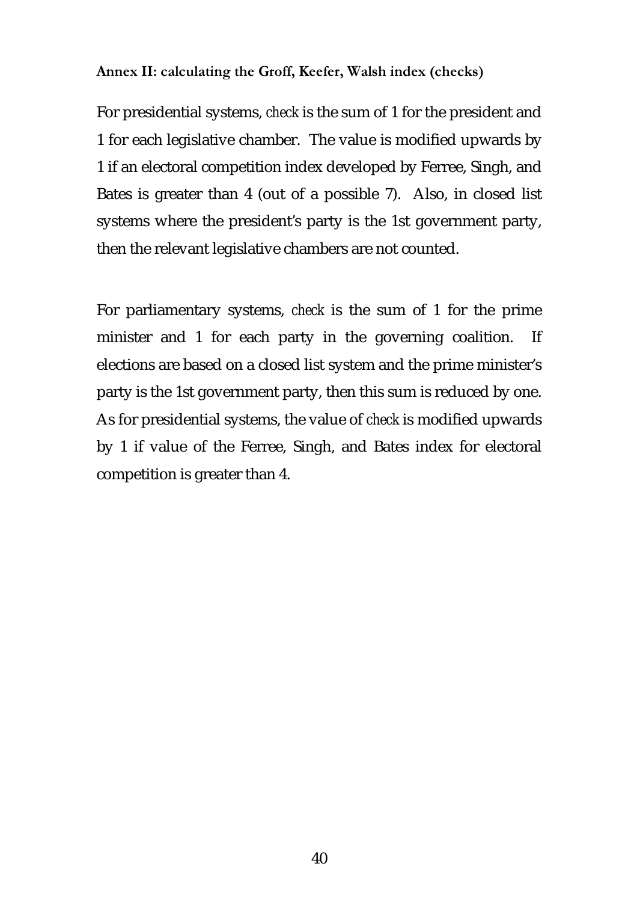**Annex II: calculating the Groff, Keefer, Walsh index (checks)**

For presidential systems, *check* is the sum of 1 for the president and 1 for each legislative chamber. The value is modified upwards by 1 if an electoral competition index developed by Ferree, Singh, and Bates is greater than 4 (out of a possible 7). Also, in closed list systems where the president's party is the 1st government party, then the relevant legislative chambers are not counted.

For parliamentary systems, *check* is the sum of 1 for the prime minister and 1 for each party in the governing coalition. If elections are based on a closed list system and the prime minister's party is the 1st government party, then this sum is reduced by one. As for presidential systems, the value of *check* is modified upwards by 1 if value of the Ferree, Singh, and Bates index for electoral competition is greater than 4.